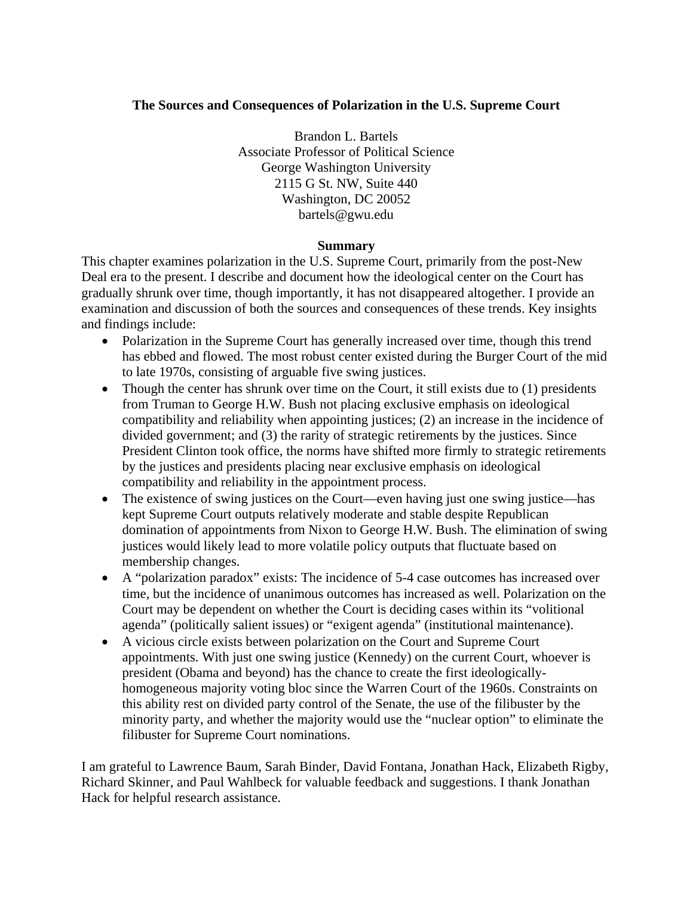# The Sources and Consequences of Polarization in the U.S. Supreme Court

Brandon L. Bartels
Associate Professor of Political Science
George Washington University
2115 G St. NW, Suite 440
Washington, DC 20052
bartels@gwu.edu

## Summary

This chapter examines polarization in the U.S. Supreme Court, primarily from the post-New Deal era to the present. I describe and document how the ideological center on the Court has gradually shrunk over time, though importantly, it has not disappeared altogether. I provide an examination and discussion of both the sources and consequences of these trends. Key insights and findings include:

- Polarization in the Supreme Court has generally increased over time, though this trend has ebbed and flowed. The most robust center existed during the Burger Court of the mid to late 1970s, consisting of arguable five swing justices.
- Though the center has shrunk over time on the Court, it still exists due to (1) presidents from Truman to George H.W. Bush not placing exclusive emphasis on ideological compatibility and reliability when appointing justices; (2) an increase in the incidence of divided government; and (3) the rarity of strategic retirements by the justices. Since President Clinton took office, the norms have shifted more firmly to strategic retirements by the justices and presidents placing near exclusive emphasis on ideological compatibility and reliability in the appointment process.
- The existence of swing justices on the Court—even having just one swing justice—has kept Supreme Court outputs relatively moderate and stable despite Republican domination of appointments from Nixon to George H.W. Bush. The elimination of swing justices would likely lead to more volatile policy outputs that fluctuate based on membership changes.
- A "polarization paradox" exists: The incidence of 5-4 case outcomes has increased over time, but the incidence of unanimous outcomes has increased as well. Polarization on the Court may be dependent on whether the Court is deciding cases within its "volitional agenda" (politically salient issues) or "exigent agenda" (institutional maintenance).
- A vicious circle exists between polarization on the Court and Supreme Court appointments. With just one swing justice (Kennedy) on the current Court, whoever is president (Obama and beyond) has the chance to create the first ideologically-homogeneous majority voting bloc since the Warren Court of the 1960s. Constraints on this ability rest on divided party control of the Senate, the use of the filibuster by the minority party, and whether the majority would use the "nuclear option" to eliminate the filibuster for Supreme Court nominations.

I am grateful to Lawrence Baum, Sarah Binder, David Fontana, Jonathan Hack, Elizabeth Rigby, Richard Skinner, and Paul Wahlbeck for valuable feedback and suggestions. I thank Jonathan Hack for helpful research assistance.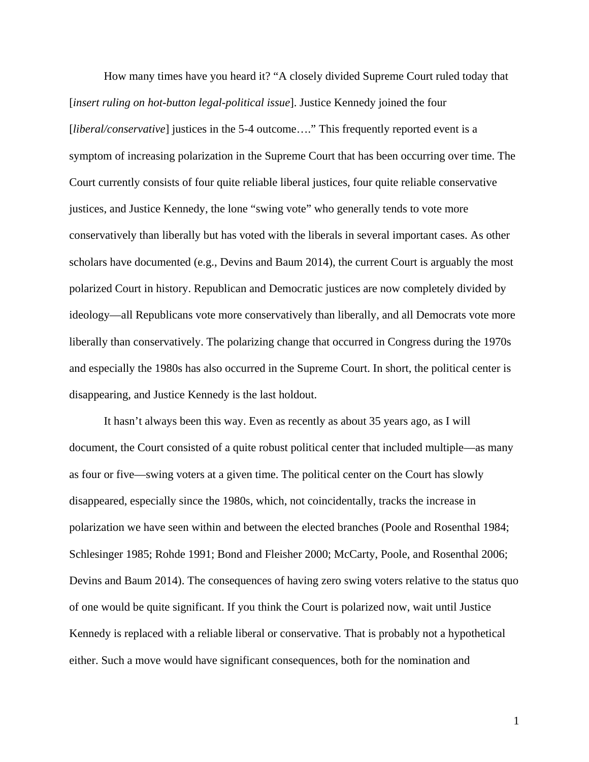How many times have you heard it? "A closely divided Supreme Court ruled today that [*insert ruling on hot-button legal-political issue*]. Justice Kennedy joined the four [*liberal/conservative*] justices in the 5-4 outcome…." This frequently reported event is a symptom of increasing polarization in the Supreme Court that has been occurring over time. The Court currently consists of four quite reliable liberal justices, four quite reliable conservative justices, and Justice Kennedy, the lone "swing vote" who generally tends to vote more conservatively than liberally but has voted with the liberals in several important cases. As other scholars have documented (e.g., Devins and Baum 2014), the current Court is arguably the most polarized Court in history. Republican and Democratic justices are now completely divided by ideology—all Republicans vote more conservatively than liberally, and all Democrats vote more liberally than conservatively. The polarizing change that occurred in Congress during the 1970s and especially the 1980s has also occurred in the Supreme Court. In short, the political center is disappearing, and Justice Kennedy is the last holdout.

It hasn't always been this way. Even as recently as about 35 years ago, as I will document, the Court consisted of a quite robust political center that included multiple—as many as four or five—swing voters at a given time. The political center on the Court has slowly disappeared, especially since the 1980s, which, not coincidentally, tracks the increase in polarization we have seen within and between the elected branches (Poole and Rosenthal 1984; Schlesinger 1985; Rohde 1991; Bond and Fleisher 2000; McCarty, Poole, and Rosenthal 2006; Devins and Baum 2014). The consequences of having zero swing voters relative to the status quo of one would be quite significant. If you think the Court is polarized now, wait until Justice Kennedy is replaced with a reliable liberal or conservative. That is probably not a hypothetical either. Such a move would have significant consequences, both for the nomination and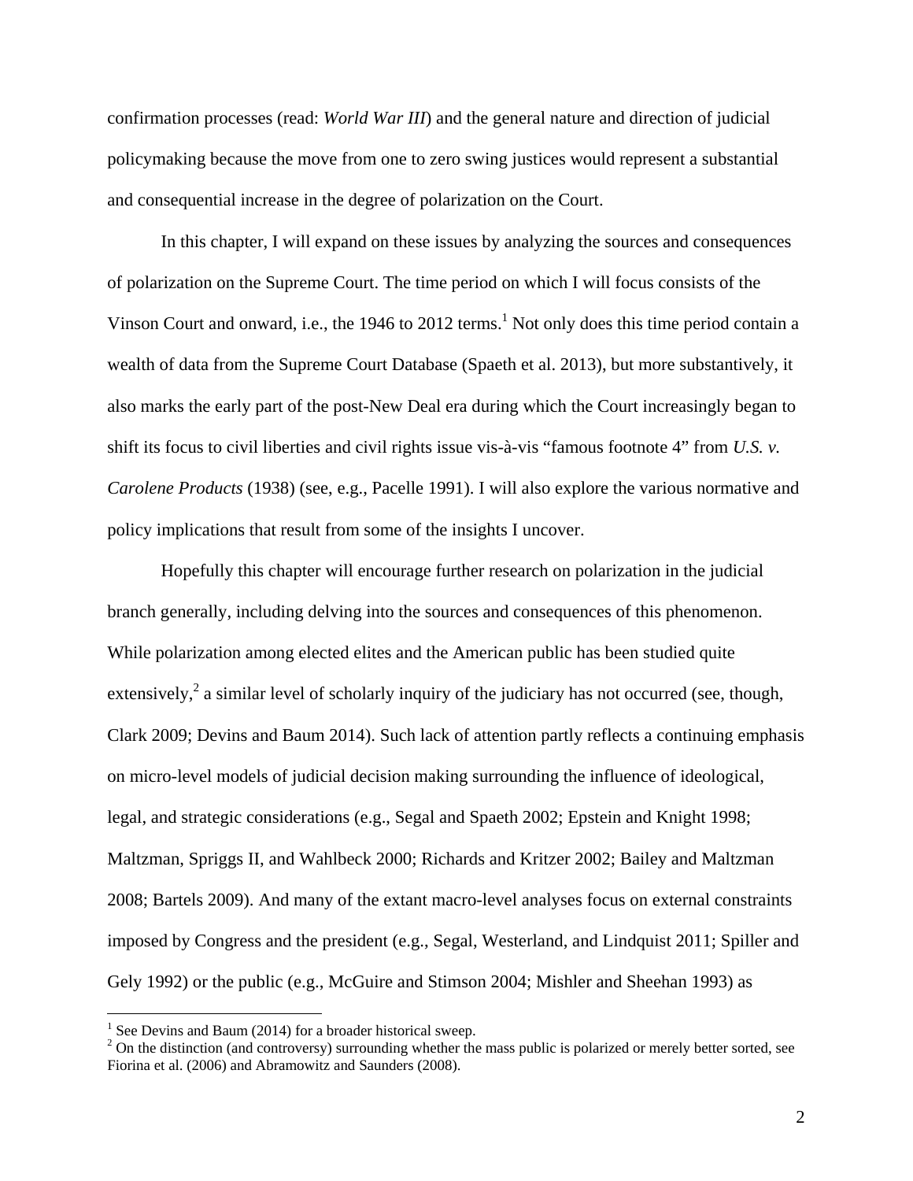confirmation processes (read: *World War III*) and the general nature and direction of judicial policymaking because the move from one to zero swing justices would represent a substantial and consequential increase in the degree of polarization on the Court.

In this chapter, I will expand on these issues by analyzing the sources and consequences of polarization on the Supreme Court. The time period on which I will focus consists of the Vinson Court and onward, i.e., the 1946 to 2012 terms.[1] Not only does this time period contain a wealth of data from the Supreme Court Database (Spaeth et al. 2013), but more substantively, it also marks the early part of the post-New Deal era during which the Court increasingly began to shift its focus to civil liberties and civil rights issue vis-à-vis "famous footnote 4" from *U.S. v. Carolene Products* (1938) (see, e.g., Pacelle 1991). I will also explore the various normative and policy implications that result from some of the insights I uncover.

Hopefully this chapter will encourage further research on polarization in the judicial branch generally, including delving into the sources and consequences of this phenomenon. While polarization among elected elites and the American public has been studied quite extensively,[2] a similar level of scholarly inquiry of the judiciary has not occurred (see, though, Clark 2009; Devins and Baum 2014). Such lack of attention partly reflects a continuing emphasis on micro-level models of judicial decision making surrounding the influence of ideological, legal, and strategic considerations (e.g., Segal and Spaeth 2002; Epstein and Knight 1998; Maltzman, Spriggs II, and Wahlbeck 2000; Richards and Kritzer 2002; Bailey and Maltzman 2008; Bartels 2009). And many of the extant macro-level analyses focus on external constraints imposed by Congress and the president (e.g., Segal, Westerland, and Lindquist 2011; Spiller and Gely 1992) or the public (e.g., McGuire and Stimson 2004; Mishler and Sheehan 1993) as

[1] See Devins and Baum (2014) for a broader historical sweep.

[2] On the distinction (and controversy) surrounding whether the mass public is polarized or merely better sorted, see Fiorina et al. (2006) and Abramowitz and Saunders (2008).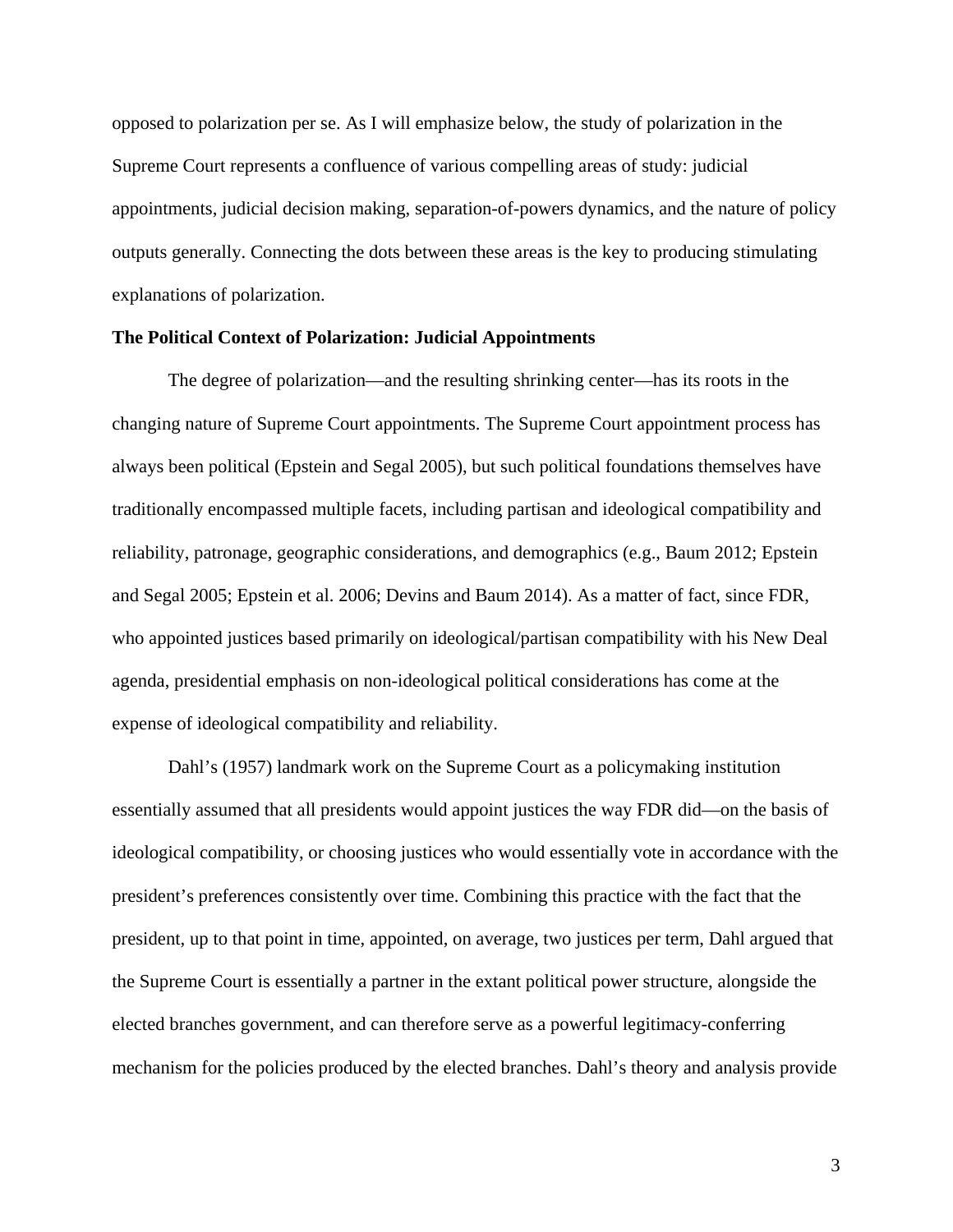opposed to polarization per se. As I will emphasize below, the study of polarization in the Supreme Court represents a confluence of various compelling areas of study: judicial appointments, judicial decision making, separation-of-powers dynamics, and the nature of policy outputs generally. Connecting the dots between these areas is the key to producing stimulating explanations of polarization.

**The Political Context of Polarization: Judicial Appointments**

The degree of polarization—and the resulting shrinking center—has its roots in the changing nature of Supreme Court appointments. The Supreme Court appointment process has always been political (Epstein and Segal 2005), but such political foundations themselves have traditionally encompassed multiple facets, including partisan and ideological compatibility and reliability, patronage, geographic considerations, and demographics (e.g., Baum 2012; Epstein and Segal 2005; Epstein et al. 2006; Devins and Baum 2014). As a matter of fact, since FDR, who appointed justices based primarily on ideological/partisan compatibility with his New Deal agenda, presidential emphasis on non-ideological political considerations has come at the expense of ideological compatibility and reliability.

Dahl's (1957) landmark work on the Supreme Court as a policymaking institution essentially assumed that all presidents would appoint justices the way FDR did—on the basis of ideological compatibility, or choosing justices who would essentially vote in accordance with the president's preferences consistently over time. Combining this practice with the fact that the president, up to that point in time, appointed, on average, two justices per term, Dahl argued that the Supreme Court is essentially a partner in the extant political power structure, alongside the elected branches government, and can therefore serve as a powerful legitimacy-conferring mechanism for the policies produced by the elected branches. Dahl's theory and analysis provide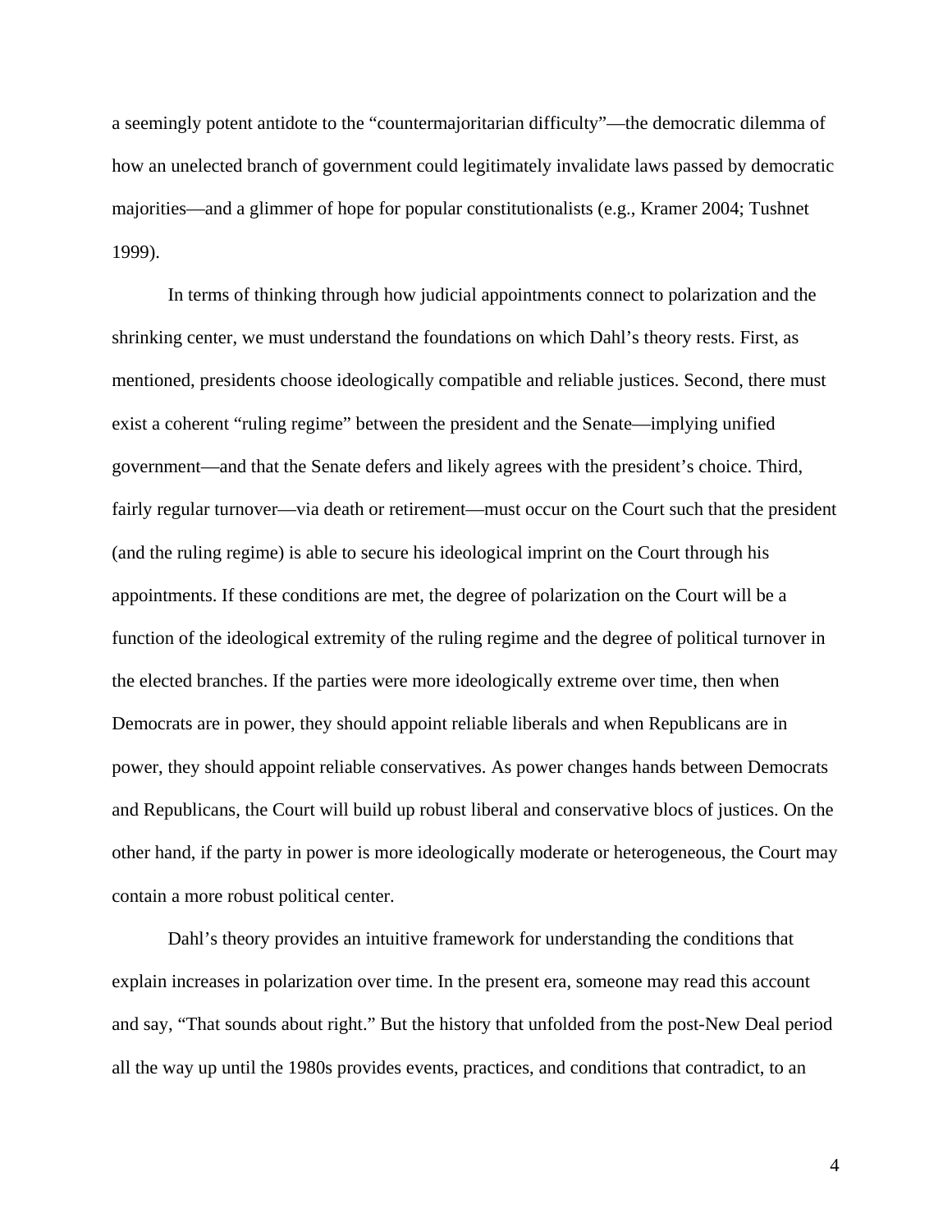a seemingly potent antidote to the "countermajoritarian difficulty"—the democratic dilemma of how an unelected branch of government could legitimately invalidate laws passed by democratic majorities—and a glimmer of hope for popular constitutionalists (e.g., Kramer 2004; Tushnet 1999).

In terms of thinking through how judicial appointments connect to polarization and the shrinking center, we must understand the foundations on which Dahl's theory rests. First, as mentioned, presidents choose ideologically compatible and reliable justices. Second, there must exist a coherent "ruling regime" between the president and the Senate—implying unified government—and that the Senate defers and likely agrees with the president's choice. Third, fairly regular turnover—via death or retirement—must occur on the Court such that the president (and the ruling regime) is able to secure his ideological imprint on the Court through his appointments. If these conditions are met, the degree of polarization on the Court will be a function of the ideological extremity of the ruling regime and the degree of political turnover in the elected branches. If the parties were more ideologically extreme over time, then when Democrats are in power, they should appoint reliable liberals and when Republicans are in power, they should appoint reliable conservatives. As power changes hands between Democrats and Republicans, the Court will build up robust liberal and conservative blocs of justices. On the other hand, if the party in power is more ideologically moderate or heterogeneous, the Court may contain a more robust political center.

Dahl's theory provides an intuitive framework for understanding the conditions that explain increases in polarization over time. In the present era, someone may read this account and say, "That sounds about right." But the history that unfolded from the post-New Deal period all the way up until the 1980s provides events, practices, and conditions that contradict, to an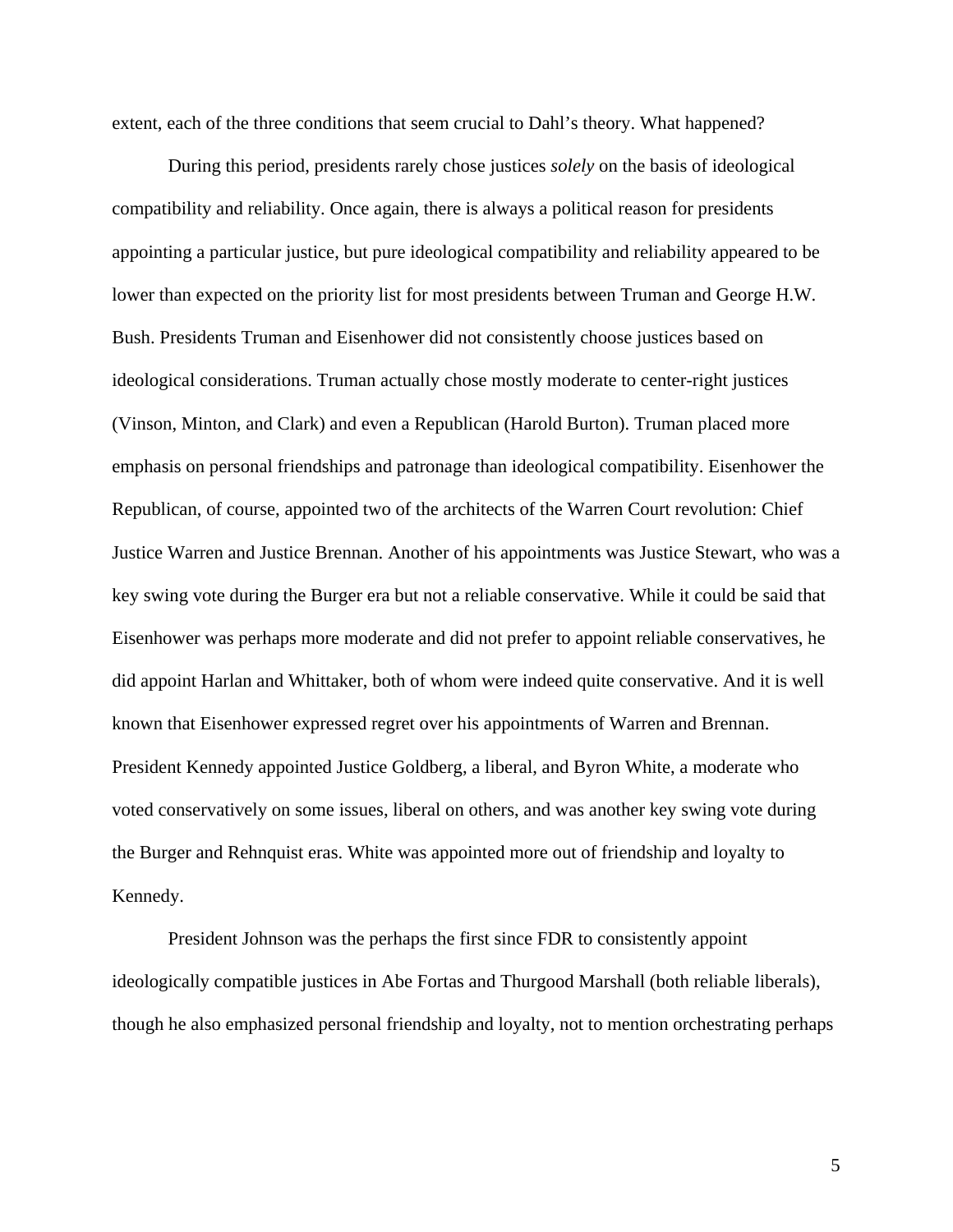extent, each of the three conditions that seem crucial to Dahl's theory. What happened?

During this period, presidents rarely chose justices *solely* on the basis of ideological compatibility and reliability. Once again, there is always a political reason for presidents appointing a particular justice, but pure ideological compatibility and reliability appeared to be lower than expected on the priority list for most presidents between Truman and George H.W. Bush. Presidents Truman and Eisenhower did not consistently choose justices based on ideological considerations. Truman actually chose mostly moderate to center-right justices (Vinson, Minton, and Clark) and even a Republican (Harold Burton). Truman placed more emphasis on personal friendships and patronage than ideological compatibility. Eisenhower the Republican, of course, appointed two of the architects of the Warren Court revolution: Chief Justice Warren and Justice Brennan. Another of his appointments was Justice Stewart, who was a key swing vote during the Burger era but not a reliable conservative. While it could be said that Eisenhower was perhaps more moderate and did not prefer to appoint reliable conservatives, he did appoint Harlan and Whittaker, both of whom were indeed quite conservative. And it is well known that Eisenhower expressed regret over his appointments of Warren and Brennan. President Kennedy appointed Justice Goldberg, a liberal, and Byron White, a moderate who voted conservatively on some issues, liberal on others, and was another key swing vote during the Burger and Rehnquist eras. White was appointed more out of friendship and loyalty to Kennedy.

President Johnson was the perhaps the first since FDR to consistently appoint ideologically compatible justices in Abe Fortas and Thurgood Marshall (both reliable liberals), though he also emphasized personal friendship and loyalty, not to mention orchestrating perhaps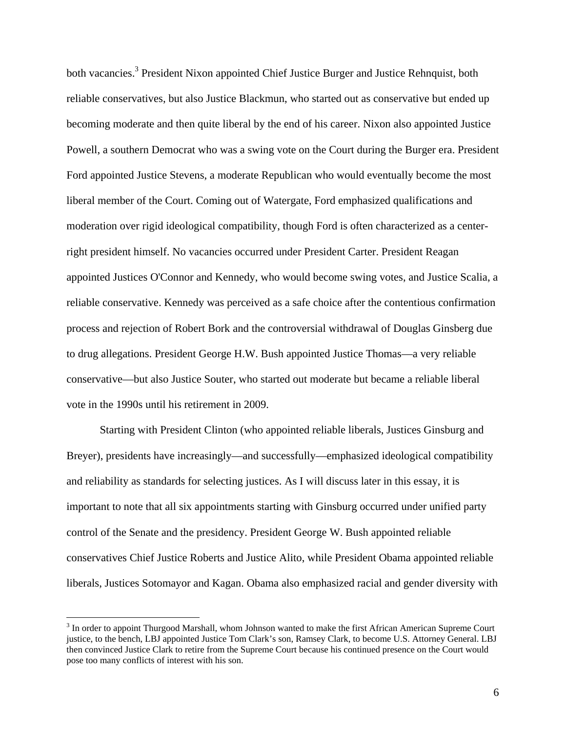both vacancies.[3] President Nixon appointed Chief Justice Burger and Justice Rehnquist, both reliable conservatives, but also Justice Blackmun, who started out as conservative but ended up becoming moderate and then quite liberal by the end of his career. Nixon also appointed Justice Powell, a southern Democrat who was a swing vote on the Court during the Burger era. President Ford appointed Justice Stevens, a moderate Republican who would eventually become the most liberal member of the Court. Coming out of Watergate, Ford emphasized qualifications and moderation over rigid ideological compatibility, though Ford is often characterized as a center-right president himself. No vacancies occurred under President Carter. President Reagan appointed Justices O'Connor and Kennedy, who would become swing votes, and Justice Scalia, a reliable conservative. Kennedy was perceived as a safe choice after the contentious confirmation process and rejection of Robert Bork and the controversial withdrawal of Douglas Ginsberg due to drug allegations. President George H.W. Bush appointed Justice Thomas—a very reliable conservative—but also Justice Souter, who started out moderate but became a reliable liberal vote in the 1990s until his retirement in 2009.

Starting with President Clinton (who appointed reliable liberals, Justices Ginsburg and Breyer), presidents have increasingly—and successfully—emphasized ideological compatibility and reliability as standards for selecting justices. As I will discuss later in this essay, it is important to note that all six appointments starting with Ginsburg occurred under unified party control of the Senate and the presidency. President George W. Bush appointed reliable conservatives Chief Justice Roberts and Justice Alito, while President Obama appointed reliable liberals, Justices Sotomayor and Kagan. Obama also emphasized racial and gender diversity with

[3] In order to appoint Thurgood Marshall, whom Johnson wanted to make the first African American Supreme Court justice, to the bench, LBJ appointed Justice Tom Clark's son, Ramsey Clark, to become U.S. Attorney General. LBJ then convinced Justice Clark to retire from the Supreme Court because his continued presence on the Court would pose too many conflicts of interest with his son.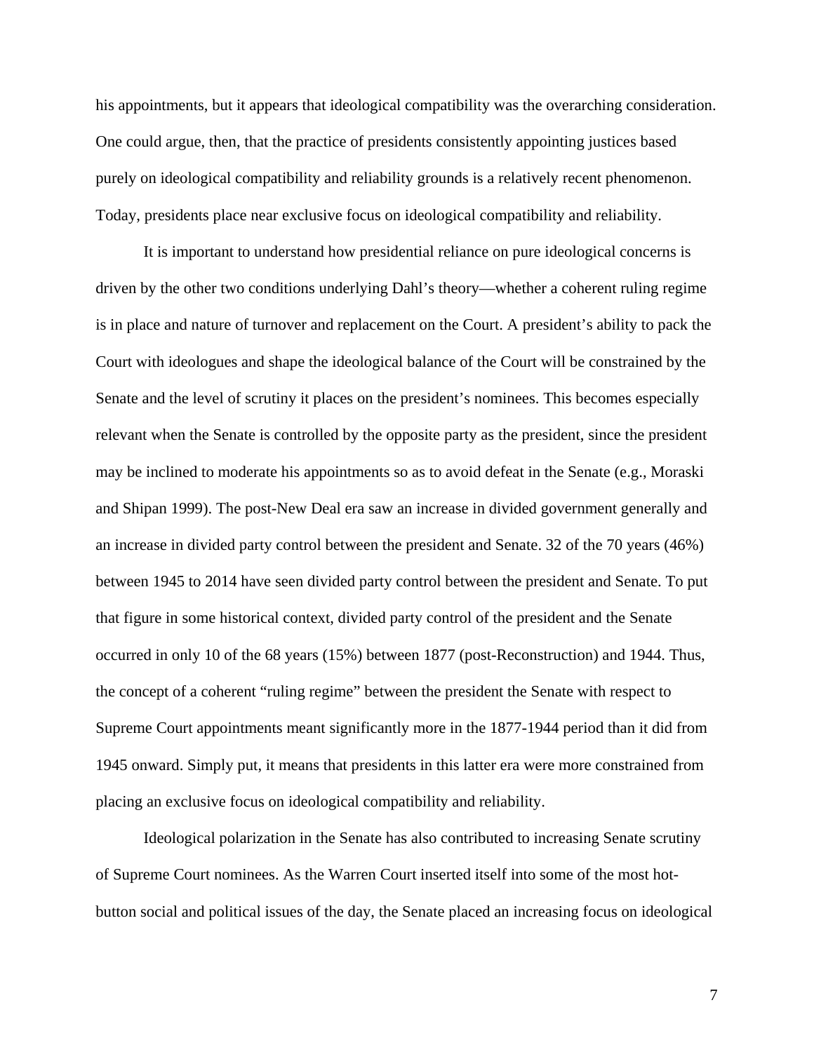his appointments, but it appears that ideological compatibility was the overarching consideration. One could argue, then, that the practice of presidents consistently appointing justices based purely on ideological compatibility and reliability grounds is a relatively recent phenomenon. Today, presidents place near exclusive focus on ideological compatibility and reliability.

It is important to understand how presidential reliance on pure ideological concerns is driven by the other two conditions underlying Dahl's theory—whether a coherent ruling regime is in place and nature of turnover and replacement on the Court. A president's ability to pack the Court with ideologues and shape the ideological balance of the Court will be constrained by the Senate and the level of scrutiny it places on the president's nominees. This becomes especially relevant when the Senate is controlled by the opposite party as the president, since the president may be inclined to moderate his appointments so as to avoid defeat in the Senate (e.g., Moraski and Shipan 1999). The post-New Deal era saw an increase in divided government generally and an increase in divided party control between the president and Senate. 32 of the 70 years (46%) between 1945 to 2014 have seen divided party control between the president and Senate. To put that figure in some historical context, divided party control of the president and the Senate occurred in only 10 of the 68 years (15%) between 1877 (post-Reconstruction) and 1944. Thus, the concept of a coherent "ruling regime" between the president the Senate with respect to Supreme Court appointments meant significantly more in the 1877-1944 period than it did from 1945 onward. Simply put, it means that presidents in this latter era were more constrained from placing an exclusive focus on ideological compatibility and reliability.

Ideological polarization in the Senate has also contributed to increasing Senate scrutiny of Supreme Court nominees. As the Warren Court inserted itself into some of the most hot-button social and political issues of the day, the Senate placed an increasing focus on ideological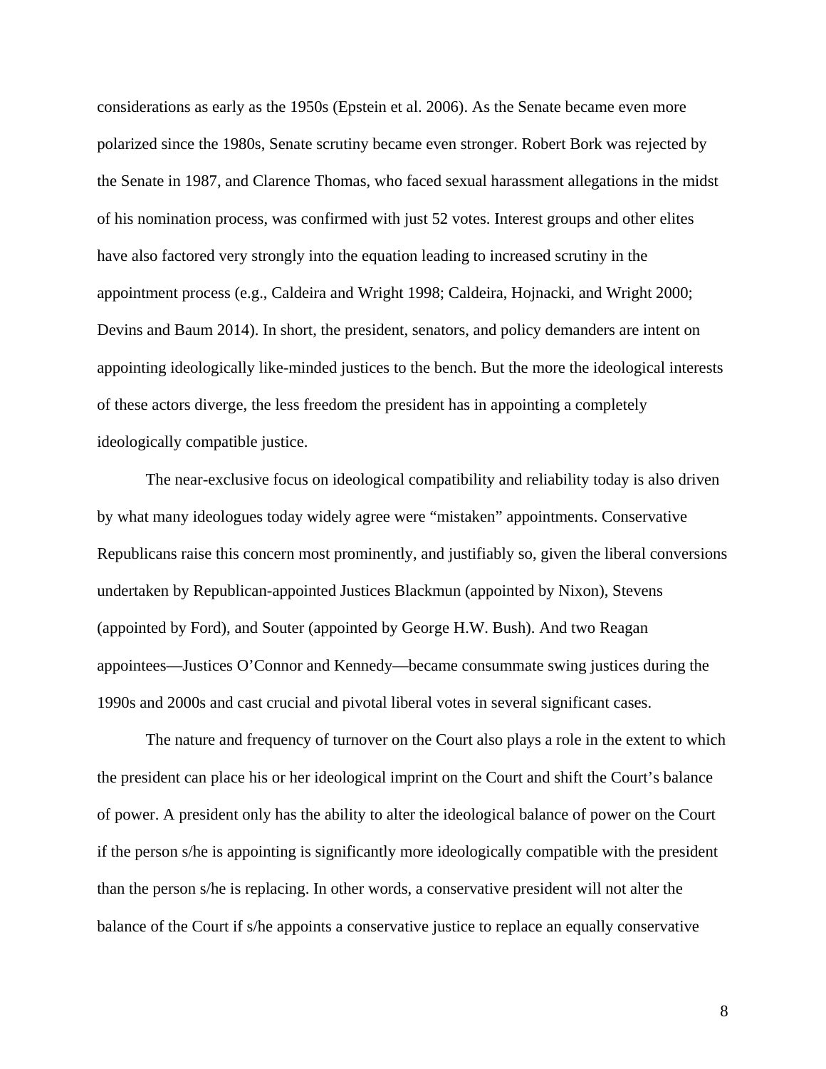considerations as early as the 1950s (Epstein et al. 2006). As the Senate became even more polarized since the 1980s, Senate scrutiny became even stronger. Robert Bork was rejected by the Senate in 1987, and Clarence Thomas, who faced sexual harassment allegations in the midst of his nomination process, was confirmed with just 52 votes. Interest groups and other elites have also factored very strongly into the equation leading to increased scrutiny in the appointment process (e.g., Caldeira and Wright 1998; Caldeira, Hojnacki, and Wright 2000; Devins and Baum 2014). In short, the president, senators, and policy demanders are intent on appointing ideologically like-minded justices to the bench. But the more the ideological interests of these actors diverge, the less freedom the president has in appointing a completely ideologically compatible justice.

The near-exclusive focus on ideological compatibility and reliability today is also driven by what many ideologues today widely agree were "mistaken" appointments. Conservative Republicans raise this concern most prominently, and justifiably so, given the liberal conversions undertaken by Republican-appointed Justices Blackmun (appointed by Nixon), Stevens (appointed by Ford), and Souter (appointed by George H.W. Bush). And two Reagan appointees—Justices O'Connor and Kennedy—became consummate swing justices during the 1990s and 2000s and cast crucial and pivotal liberal votes in several significant cases.

The nature and frequency of turnover on the Court also plays a role in the extent to which the president can place his or her ideological imprint on the Court and shift the Court's balance of power. A president only has the ability to alter the ideological balance of power on the Court if the person s/he is appointing is significantly more ideologically compatible with the president than the person s/he is replacing. In other words, a conservative president will not alter the balance of the Court if s/he appoints a conservative justice to replace an equally conservative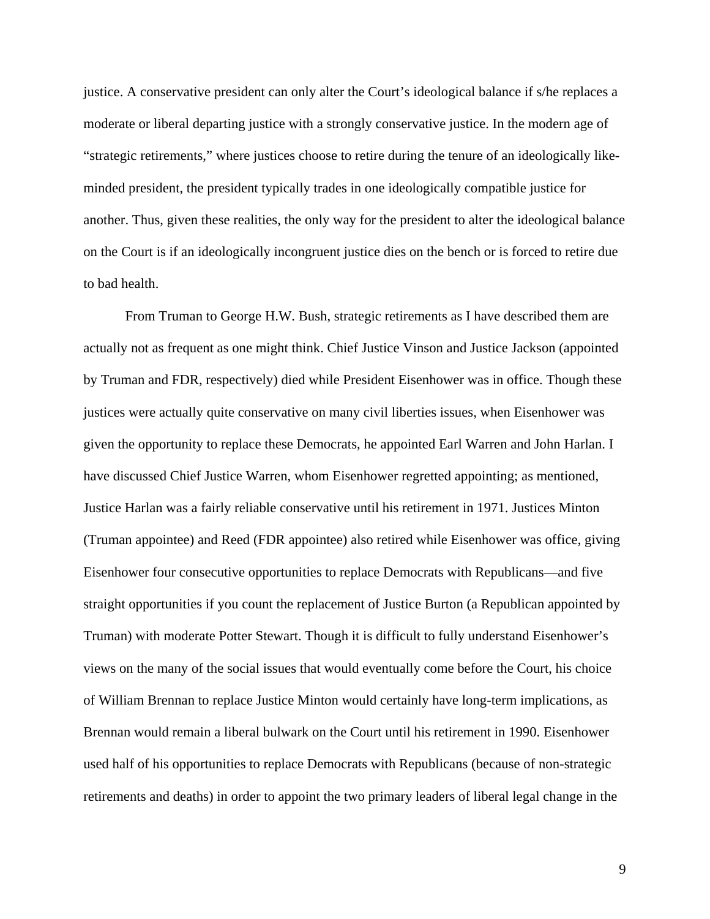justice. A conservative president can only alter the Court's ideological balance if s/he replaces a moderate or liberal departing justice with a strongly conservative justice. In the modern age of "strategic retirements," where justices choose to retire during the tenure of an ideologically like-minded president, the president typically trades in one ideologically compatible justice for another. Thus, given these realities, the only way for the president to alter the ideological balance on the Court is if an ideologically incongruent justice dies on the bench or is forced to retire due to bad health.

From Truman to George H.W. Bush, strategic retirements as I have described them are actually not as frequent as one might think. Chief Justice Vinson and Justice Jackson (appointed by Truman and FDR, respectively) died while President Eisenhower was in office. Though these justices were actually quite conservative on many civil liberties issues, when Eisenhower was given the opportunity to replace these Democrats, he appointed Earl Warren and John Harlan. I have discussed Chief Justice Warren, whom Eisenhower regretted appointing; as mentioned, Justice Harlan was a fairly reliable conservative until his retirement in 1971. Justices Minton (Truman appointee) and Reed (FDR appointee) also retired while Eisenhower was office, giving Eisenhower four consecutive opportunities to replace Democrats with Republicans—and five straight opportunities if you count the replacement of Justice Burton (a Republican appointed by Truman) with moderate Potter Stewart. Though it is difficult to fully understand Eisenhower's views on the many of the social issues that would eventually come before the Court, his choice of William Brennan to replace Justice Minton would certainly have long-term implications, as Brennan would remain a liberal bulwark on the Court until his retirement in 1990. Eisenhower used half of his opportunities to replace Democrats with Republicans (because of non-strategic retirements and deaths) in order to appoint the two primary leaders of liberal legal change in the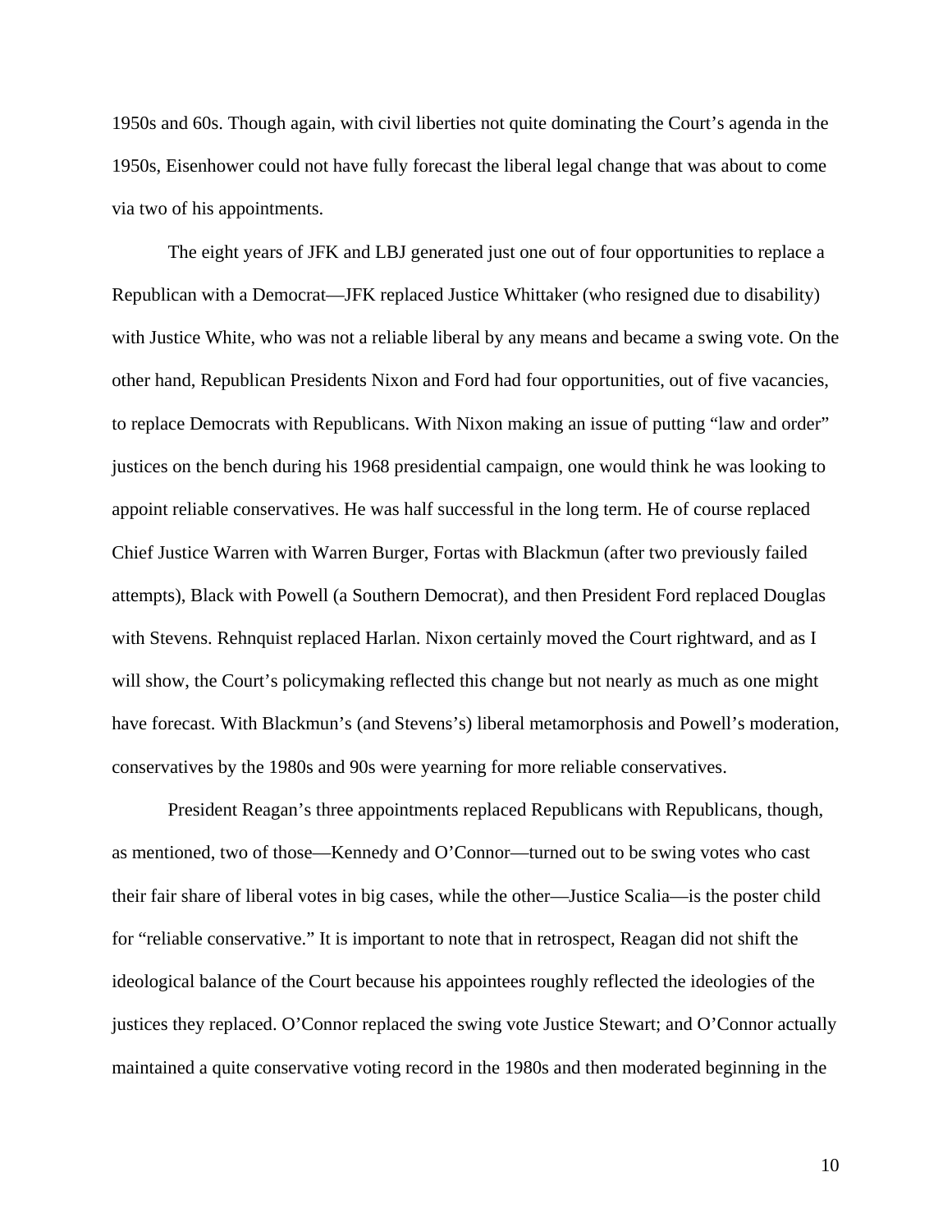1950s and 60s. Though again, with civil liberties not quite dominating the Court's agenda in the 1950s, Eisenhower could not have fully forecast the liberal legal change that was about to come via two of his appointments.

The eight years of JFK and LBJ generated just one out of four opportunities to replace a Republican with a Democrat—JFK replaced Justice Whittaker (who resigned due to disability) with Justice White, who was not a reliable liberal by any means and became a swing vote. On the other hand, Republican Presidents Nixon and Ford had four opportunities, out of five vacancies, to replace Democrats with Republicans. With Nixon making an issue of putting "law and order" justices on the bench during his 1968 presidential campaign, one would think he was looking to appoint reliable conservatives. He was half successful in the long term. He of course replaced Chief Justice Warren with Warren Burger, Fortas with Blackmun (after two previously failed attempts), Black with Powell (a Southern Democrat), and then President Ford replaced Douglas with Stevens. Rehnquist replaced Harlan. Nixon certainly moved the Court rightward, and as I will show, the Court's policymaking reflected this change but not nearly as much as one might have forecast. With Blackmun's (and Stevens's) liberal metamorphosis and Powell's moderation, conservatives by the 1980s and 90s were yearning for more reliable conservatives.

President Reagan's three appointments replaced Republicans with Republicans, though, as mentioned, two of those—Kennedy and O'Connor—turned out to be swing votes who cast their fair share of liberal votes in big cases, while the other—Justice Scalia—is the poster child for "reliable conservative." It is important to note that in retrospect, Reagan did not shift the ideological balance of the Court because his appointees roughly reflected the ideologies of the justices they replaced. O'Connor replaced the swing vote Justice Stewart; and O'Connor actually maintained a quite conservative voting record in the 1980s and then moderated beginning in the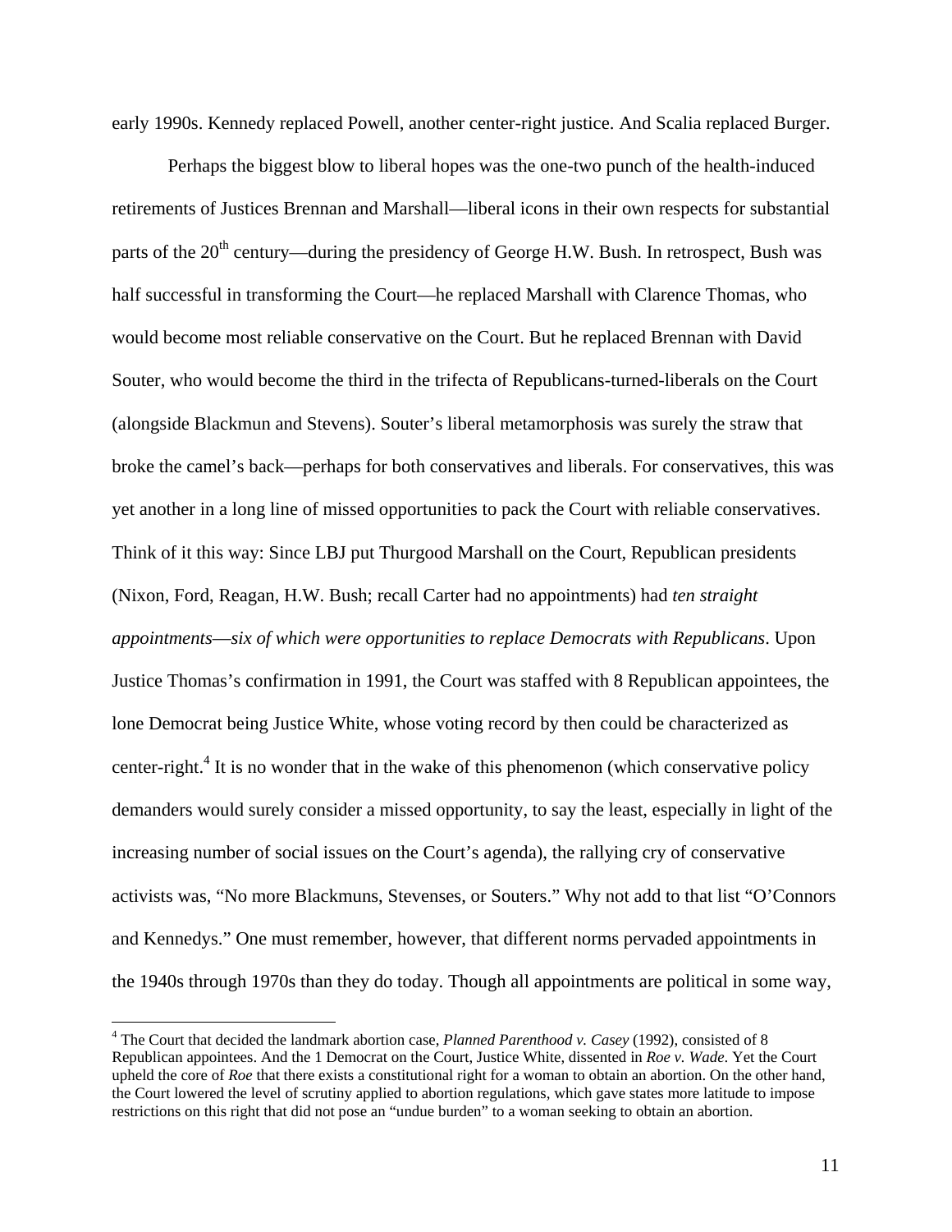early 1990s. Kennedy replaced Powell, another center-right justice. And Scalia replaced Burger.

Perhaps the biggest blow to liberal hopes was the one-two punch of the health-induced retirements of Justices Brennan and Marshall—liberal icons in their own respects for substantial parts of the 20th century—during the presidency of George H.W. Bush. In retrospect, Bush was half successful in transforming the Court—he replaced Marshall with Clarence Thomas, who would become most reliable conservative on the Court. But he replaced Brennan with David Souter, who would become the third in the trifecta of Republicans-turned-liberals on the Court (alongside Blackmun and Stevens). Souter's liberal metamorphosis was surely the straw that broke the camel's back—perhaps for both conservatives and liberals. For conservatives, this was yet another in a long line of missed opportunities to pack the Court with reliable conservatives. Think of it this way: Since LBJ put Thurgood Marshall on the Court, Republican presidents (Nixon, Ford, Reagan, H.W. Bush; recall Carter had no appointments) had *ten straight appointments*—*six of which were opportunities to replace Democrats with Republicans*. Upon Justice Thomas's confirmation in 1991, the Court was staffed with 8 Republican appointees, the lone Democrat being Justice White, whose voting record by then could be characterized as center-right.[4] It is no wonder that in the wake of this phenomenon (which conservative policy demanders would surely consider a missed opportunity, to say the least, especially in light of the increasing number of social issues on the Court's agenda), the rallying cry of conservative activists was, "No more Blackmuns, Stevenses, or Souters." Why not add to that list "O'Connors and Kennedys." One must remember, however, that different norms pervaded appointments in the 1940s through 1970s than they do today. Though all appointments are political in some way,

[4] The Court that decided the landmark abortion case, *Planned Parenthood v. Casey* (1992), consisted of 8 Republican appointees. And the 1 Democrat on the Court, Justice White, dissented in *Roe v. Wade*. Yet the Court upheld the core of *Roe* that there exists a constitutional right for a woman to obtain an abortion. On the other hand, the Court lowered the level of scrutiny applied to abortion regulations, which gave states more latitude to impose restrictions on this right that did not pose an "undue burden" to a woman seeking to obtain an abortion.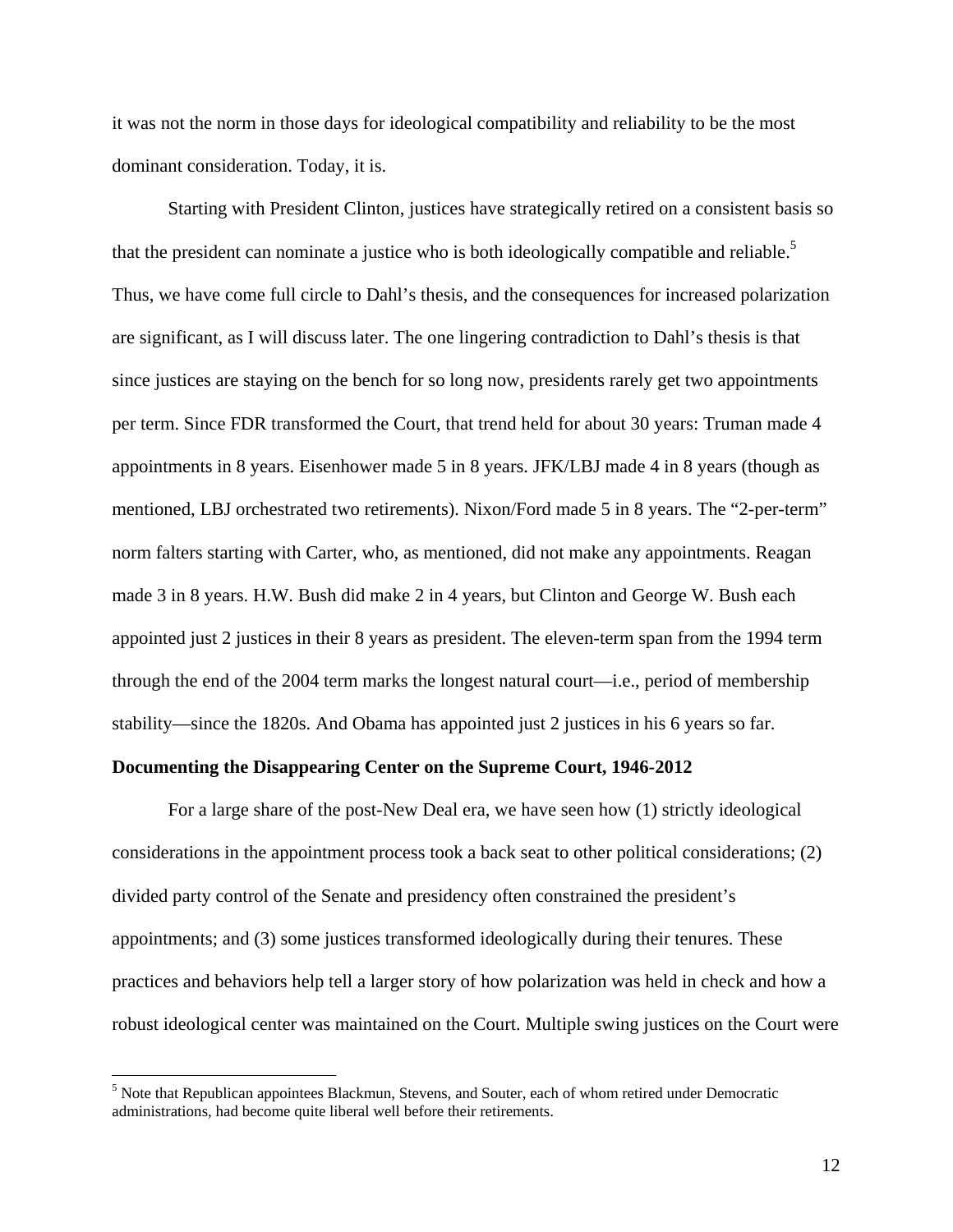it was not the norm in those days for ideological compatibility and reliability to be the most dominant consideration. Today, it is.

Starting with President Clinton, justices have strategically retired on a consistent basis so that the president can nominate a justice who is both ideologically compatible and reliable.[5] Thus, we have come full circle to Dahl's thesis, and the consequences for increased polarization are significant, as I will discuss later. The one lingering contradiction to Dahl's thesis is that since justices are staying on the bench for so long now, presidents rarely get two appointments per term. Since FDR transformed the Court, that trend held for about 30 years: Truman made 4 appointments in 8 years. Eisenhower made 5 in 8 years. JFK/LBJ made 4 in 8 years (though as mentioned, LBJ orchestrated two retirements). Nixon/Ford made 5 in 8 years. The "2-per-term" norm falters starting with Carter, who, as mentioned, did not make any appointments. Reagan made 3 in 8 years. H.W. Bush did make 2 in 4 years, but Clinton and George W. Bush each appointed just 2 justices in their 8 years as president. The eleven-term span from the 1994 term through the end of the 2004 term marks the longest natural court—i.e., period of membership stability—since the 1820s. And Obama has appointed just 2 justices in his 6 years so far.

**Documenting the Disappearing Center on the Supreme Court, 1946-2012**

For a large share of the post-New Deal era, we have seen how (1) strictly ideological considerations in the appointment process took a back seat to other political considerations; (2) divided party control of the Senate and presidency often constrained the president's appointments; and (3) some justices transformed ideologically during their tenures. These practices and behaviors help tell a larger story of how polarization was held in check and how a robust ideological center was maintained on the Court. Multiple swing justices on the Court were

[5] Note that Republican appointees Blackmun, Stevens, and Souter, each of whom retired under Democratic administrations, had become quite liberal well before their retirements.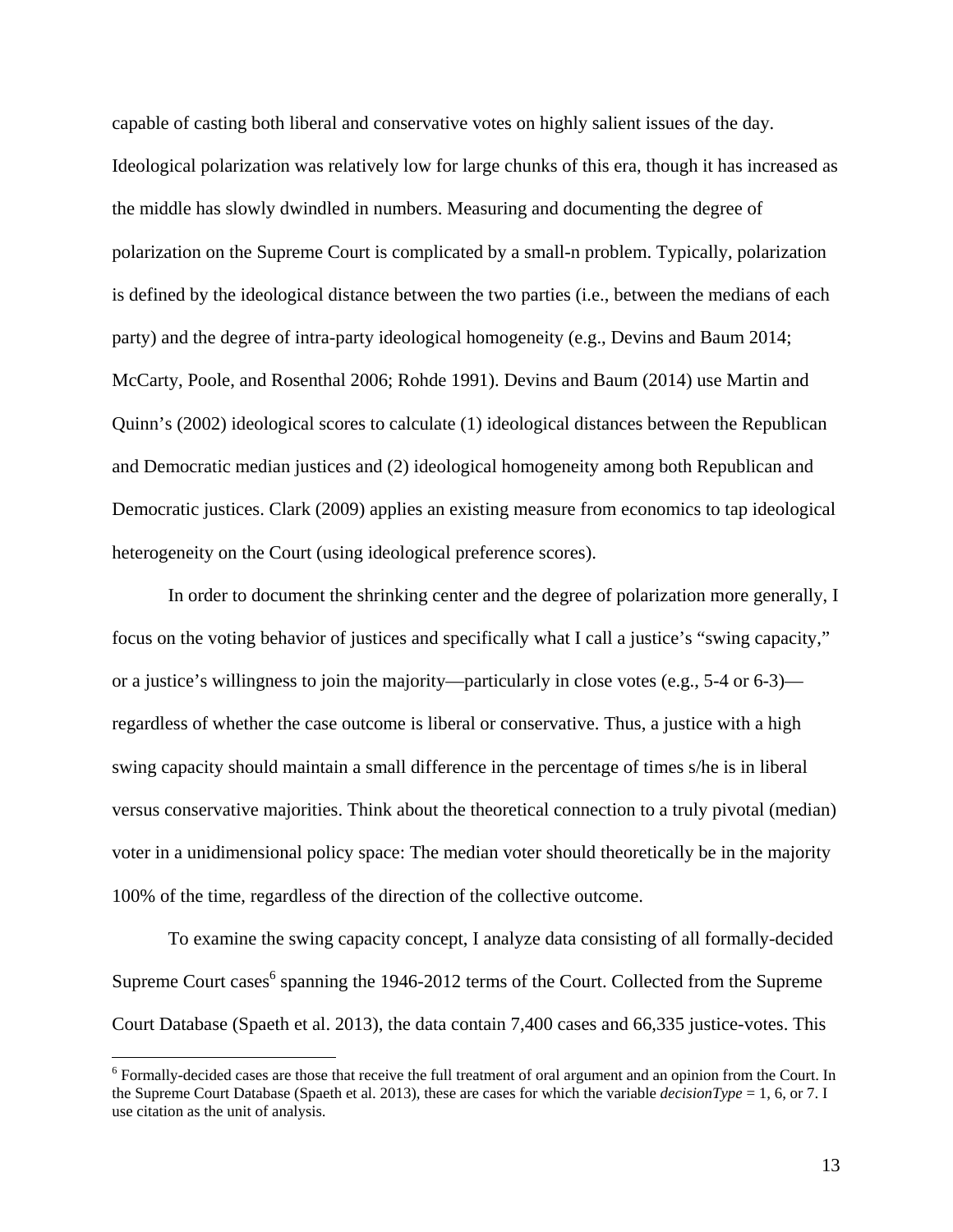capable of casting both liberal and conservative votes on highly salient issues of the day. Ideological polarization was relatively low for large chunks of this era, though it has increased as the middle has slowly dwindled in numbers. Measuring and documenting the degree of polarization on the Supreme Court is complicated by a small-n problem. Typically, polarization is defined by the ideological distance between the two parties (i.e., between the medians of each party) and the degree of intra-party ideological homogeneity (e.g., Devins and Baum 2014; McCarty, Poole, and Rosenthal 2006; Rohde 1991). Devins and Baum (2014) use Martin and Quinn's (2002) ideological scores to calculate (1) ideological distances between the Republican and Democratic median justices and (2) ideological homogeneity among both Republican and Democratic justices. Clark (2009) applies an existing measure from economics to tap ideological heterogeneity on the Court (using ideological preference scores).

In order to document the shrinking center and the degree of polarization more generally, I focus on the voting behavior of justices and specifically what I call a justice's "swing capacity," or a justice's willingness to join the majority—particularly in close votes (e.g., 5-4 or 6-3)—regardless of whether the case outcome is liberal or conservative. Thus, a justice with a high swing capacity should maintain a small difference in the percentage of times s/he is in liberal versus conservative majorities. Think about the theoretical connection to a truly pivotal (median) voter in a unidimensional policy space: The median voter should theoretically be in the majority 100% of the time, regardless of the direction of the collective outcome.

To examine the swing capacity concept, I analyze data consisting of all formally-decided Supreme Court cases[6] spanning the 1946-2012 terms of the Court. Collected from the Supreme Court Database (Spaeth et al. 2013), the data contain 7,400 cases and 66,335 justice-votes. This

[6] Formally-decided cases are those that receive the full treatment of oral argument and an opinion from the Court. In the Supreme Court Database (Spaeth et al. 2013), these are cases for which the variable *decisionType* = 1, 6, or 7. I use citation as the unit of analysis.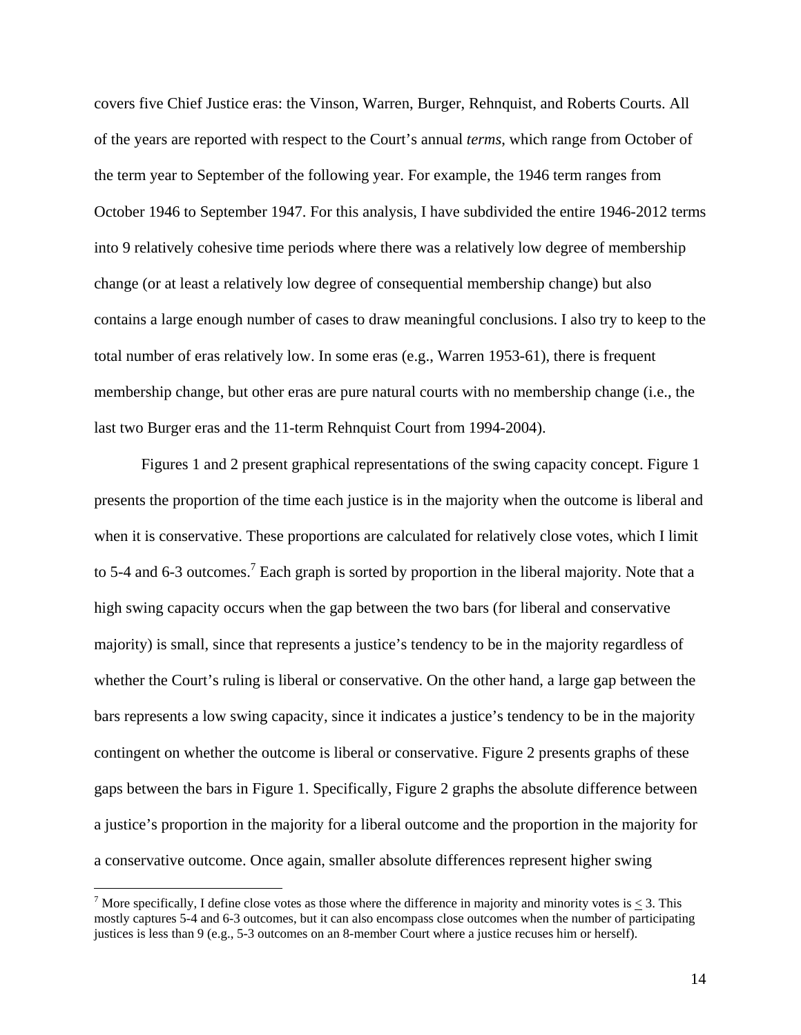covers five Chief Justice eras: the Vinson, Warren, Burger, Rehnquist, and Roberts Courts. All of the years are reported with respect to the Court's annual *terms*, which range from October of the term year to September of the following year. For example, the 1946 term ranges from October 1946 to September 1947. For this analysis, I have subdivided the entire 1946-2012 terms into 9 relatively cohesive time periods where there was a relatively low degree of membership change (or at least a relatively low degree of consequential membership change) but also contains a large enough number of cases to draw meaningful conclusions. I also try to keep to the total number of eras relatively low. In some eras (e.g., Warren 1953-61), there is frequent membership change, but other eras are pure natural courts with no membership change (i.e., the last two Burger eras and the 11-term Rehnquist Court from 1994-2004).

Figures 1 and 2 present graphical representations of the swing capacity concept. Figure 1 presents the proportion of the time each justice is in the majority when the outcome is liberal and when it is conservative. These proportions are calculated for relatively close votes, which I limit to 5-4 and 6-3 outcomes.[7] Each graph is sorted by proportion in the liberal majority. Note that a high swing capacity occurs when the gap between the two bars (for liberal and conservative majority) is small, since that represents a justice's tendency to be in the majority regardless of whether the Court's ruling is liberal or conservative. On the other hand, a large gap between the bars represents a low swing capacity, since it indicates a justice's tendency to be in the majority contingent on whether the outcome is liberal or conservative. Figure 2 presents graphs of these gaps between the bars in Figure 1. Specifically, Figure 2 graphs the absolute difference between a justice's proportion in the majority for a liberal outcome and the proportion in the majority for a conservative outcome. Once again, smaller absolute differences represent higher swing

---

[7] More specifically, I define close votes as those where the difference in majority and minority votes is $\leq 3$. This mostly captures 5-4 and 6-3 outcomes, but it can also encompass close outcomes when the number of participating justices is less than 9 (e.g., 5-3 outcomes on an 8-member Court where a justice recuses him or herself).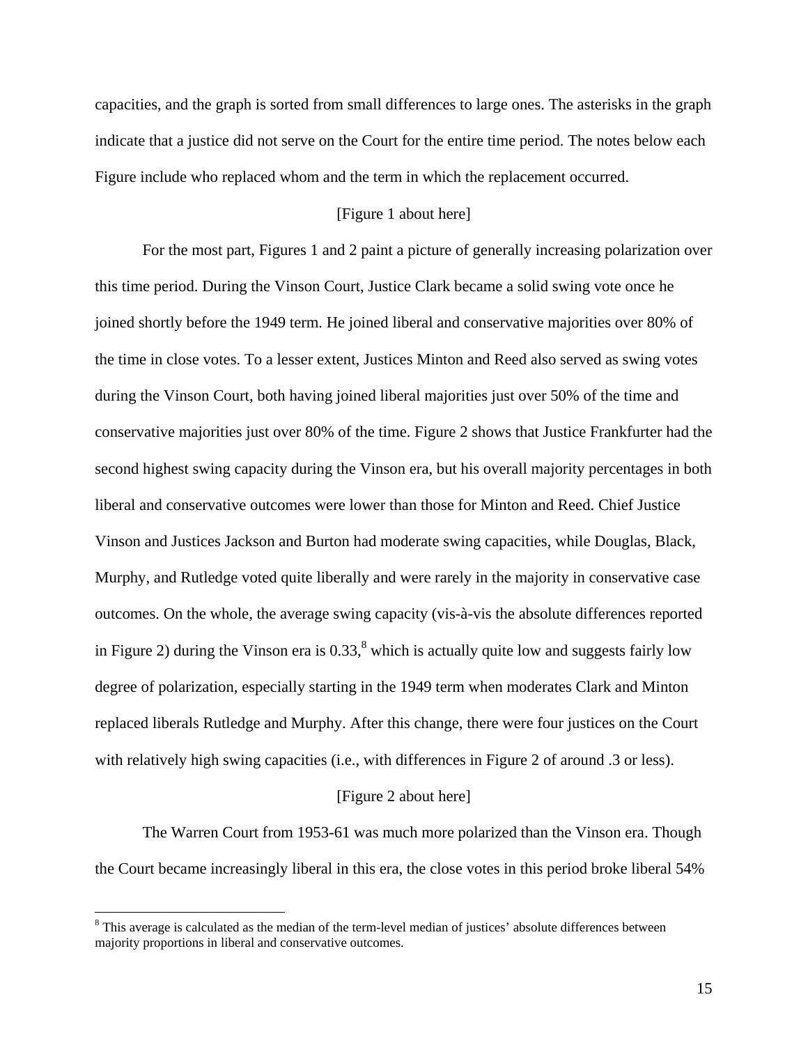capacities, and the graph is sorted from small differences to large ones. The asterisks in the graph indicate that a justice did not serve on the Court for the entire time period. The notes below each Figure include who replaced whom and the term in which the replacement occurred.

[Figure 1 about here]

For the most part, Figures 1 and 2 paint a picture of generally increasing polarization over this time period. During the Vinson Court, Justice Clark became a solid swing vote once he joined shortly before the 1949 term. He joined liberal and conservative majorities over 80% of the time in close votes. To a lesser extent, Justices Minton and Reed also served as swing votes during the Vinson Court, both having joined liberal majorities just over 50% of the time and conservative majorities just over 80% of the time. Figure 2 shows that Justice Frankfurter had the second highest swing capacity during the Vinson era, but his overall majority percentages in both liberal and conservative outcomes were lower than those for Minton and Reed. Chief Justice Vinson and Justices Jackson and Burton had moderate swing capacities, while Douglas, Black, Murphy, and Rutledge voted quite liberally and were rarely in the majority in conservative case outcomes. On the whole, the average swing capacity (vis-à-vis the absolute differences reported in Figure 2) during the Vinson era is 0.33,[8] which is actually quite low and suggests fairly low degree of polarization, especially starting in the 1949 term when moderates Clark and Minton replaced liberals Rutledge and Murphy. After this change, there were four justices on the Court with relatively high swing capacities (i.e., with differences in Figure 2 of around .3 or less).

[Figure 2 about here]

The Warren Court from 1953-61 was much more polarized than the Vinson era. Though the Court became increasingly liberal in this era, the close votes in this period broke liberal 54%

[8] This average is calculated as the median of the term-level median of justices' absolute differences between majority proportions in liberal and conservative outcomes.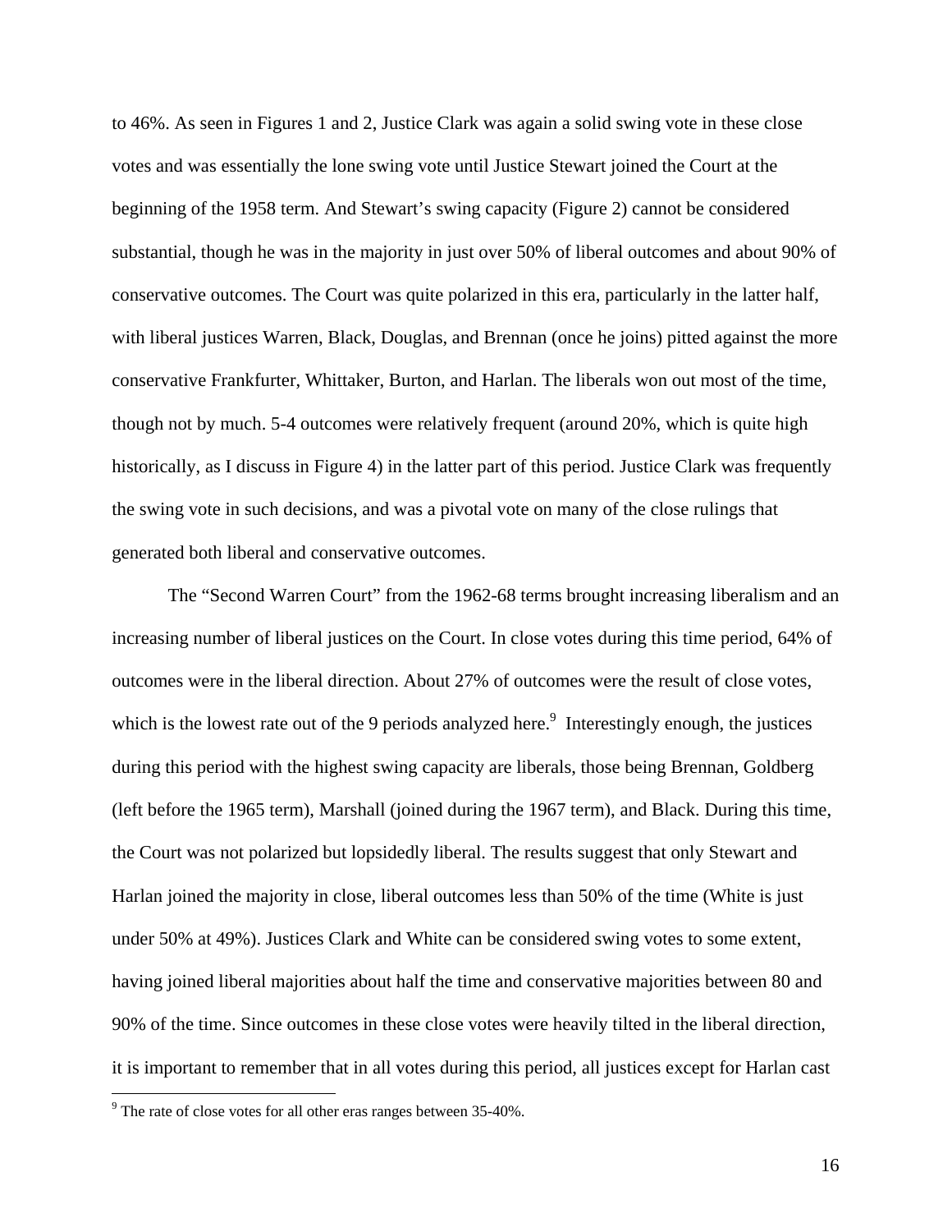to 46%. As seen in Figures 1 and 2, Justice Clark was again a solid swing vote in these close votes and was essentially the lone swing vote until Justice Stewart joined the Court at the beginning of the 1958 term. And Stewart's swing capacity (Figure 2) cannot be considered substantial, though he was in the majority in just over 50% of liberal outcomes and about 90% of conservative outcomes. The Court was quite polarized in this era, particularly in the latter half, with liberal justices Warren, Black, Douglas, and Brennan (once he joins) pitted against the more conservative Frankfurter, Whittaker, Burton, and Harlan. The liberals won out most of the time, though not by much. 5-4 outcomes were relatively frequent (around 20%, which is quite high historically, as I discuss in Figure 4) in the latter part of this period. Justice Clark was frequently the swing vote in such decisions, and was a pivotal vote on many of the close rulings that generated both liberal and conservative outcomes.

The "Second Warren Court" from the 1962-68 terms brought increasing liberalism and an increasing number of liberal justices on the Court. In close votes during this time period, 64% of outcomes were in the liberal direction. About 27% of outcomes were the result of close votes, which is the lowest rate out of the 9 periods analyzed here.[9] Interestingly enough, the justices during this period with the highest swing capacity are liberals, those being Brennan, Goldberg (left before the 1965 term), Marshall (joined during the 1967 term), and Black. During this time, the Court was not polarized but lopsidedly liberal. The results suggest that only Stewart and Harlan joined the majority in close, liberal outcomes less than 50% of the time (White is just under 50% at 49%). Justices Clark and White can be considered swing votes to some extent, having joined liberal majorities about half the time and conservative majorities between 80 and 90% of the time. Since outcomes in these close votes were heavily tilted in the liberal direction, it is important to remember that in all votes during this period, all justices except for Harlan cast

[9] The rate of close votes for all other eras ranges between 35-40%.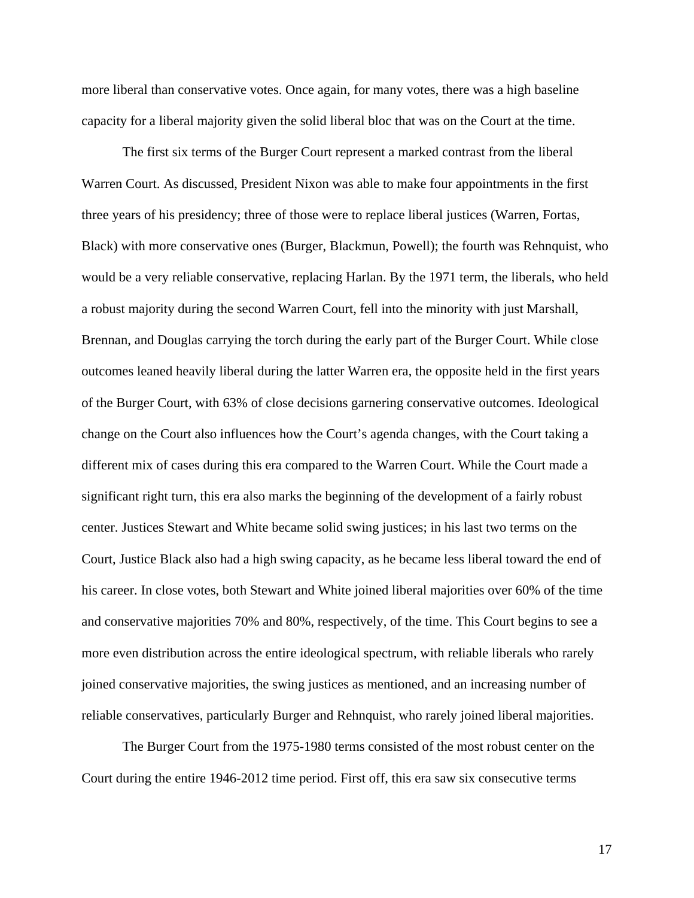more liberal than conservative votes. Once again, for many votes, there was a high baseline capacity for a liberal majority given the solid liberal bloc that was on the Court at the time.

The first six terms of the Burger Court represent a marked contrast from the liberal Warren Court. As discussed, President Nixon was able to make four appointments in the first three years of his presidency; three of those were to replace liberal justices (Warren, Fortas, Black) with more conservative ones (Burger, Blackmun, Powell); the fourth was Rehnquist, who would be a very reliable conservative, replacing Harlan. By the 1971 term, the liberals, who held a robust majority during the second Warren Court, fell into the minority with just Marshall, Brennan, and Douglas carrying the torch during the early part of the Burger Court. While close outcomes leaned heavily liberal during the latter Warren era, the opposite held in the first years of the Burger Court, with 63% of close decisions garnering conservative outcomes. Ideological change on the Court also influences how the Court's agenda changes, with the Court taking a different mix of cases during this era compared to the Warren Court. While the Court made a significant right turn, this era also marks the beginning of the development of a fairly robust center. Justices Stewart and White became solid swing justices; in his last two terms on the Court, Justice Black also had a high swing capacity, as he became less liberal toward the end of his career. In close votes, both Stewart and White joined liberal majorities over 60% of the time and conservative majorities 70% and 80%, respectively, of the time. This Court begins to see a more even distribution across the entire ideological spectrum, with reliable liberals who rarely joined conservative majorities, the swing justices as mentioned, and an increasing number of reliable conservatives, particularly Burger and Rehnquist, who rarely joined liberal majorities.

The Burger Court from the 1975-1980 terms consisted of the most robust center on the Court during the entire 1946-2012 time period. First off, this era saw six consecutive terms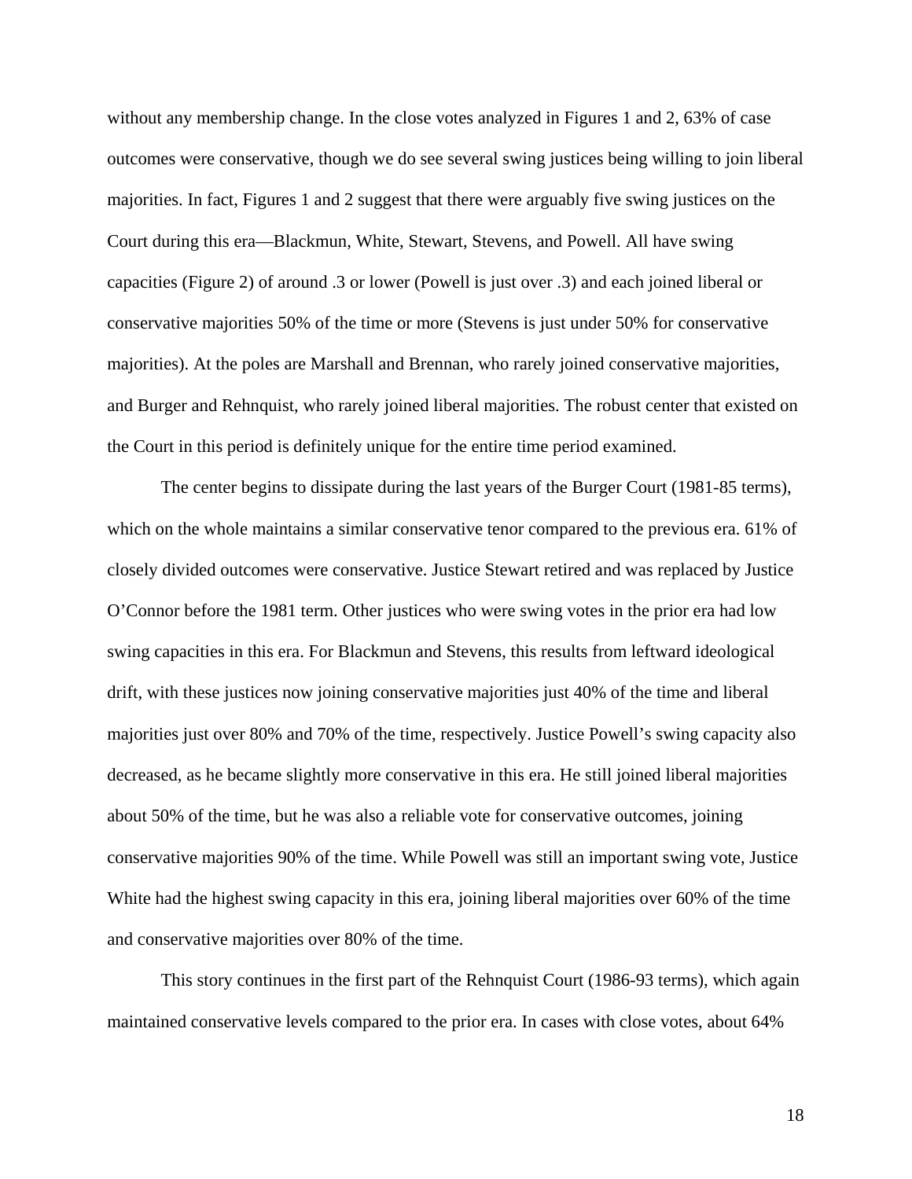without any membership change. In the close votes analyzed in Figures 1 and 2, 63% of case outcomes were conservative, though we do see several swing justices being willing to join liberal majorities. In fact, Figures 1 and 2 suggest that there were arguably five swing justices on the Court during this era—Blackmun, White, Stewart, Stevens, and Powell. All have swing capacities (Figure 2) of around .3 or lower (Powell is just over .3) and each joined liberal or conservative majorities 50% of the time or more (Stevens is just under 50% for conservative majorities). At the poles are Marshall and Brennan, who rarely joined conservative majorities, and Burger and Rehnquist, who rarely joined liberal majorities. The robust center that existed on the Court in this period is definitely unique for the entire time period examined.

The center begins to dissipate during the last years of the Burger Court (1981-85 terms), which on the whole maintains a similar conservative tenor compared to the previous era. 61% of closely divided outcomes were conservative. Justice Stewart retired and was replaced by Justice O'Connor before the 1981 term. Other justices who were swing votes in the prior era had low swing capacities in this era. For Blackmun and Stevens, this results from leftward ideological drift, with these justices now joining conservative majorities just 40% of the time and liberal majorities just over 80% and 70% of the time, respectively. Justice Powell's swing capacity also decreased, as he became slightly more conservative in this era. He still joined liberal majorities about 50% of the time, but he was also a reliable vote for conservative outcomes, joining conservative majorities 90% of the time. While Powell was still an important swing vote, Justice White had the highest swing capacity in this era, joining liberal majorities over 60% of the time and conservative majorities over 80% of the time.

This story continues in the first part of the Rehnquist Court (1986-93 terms), which again maintained conservative levels compared to the prior era. In cases with close votes, about 64%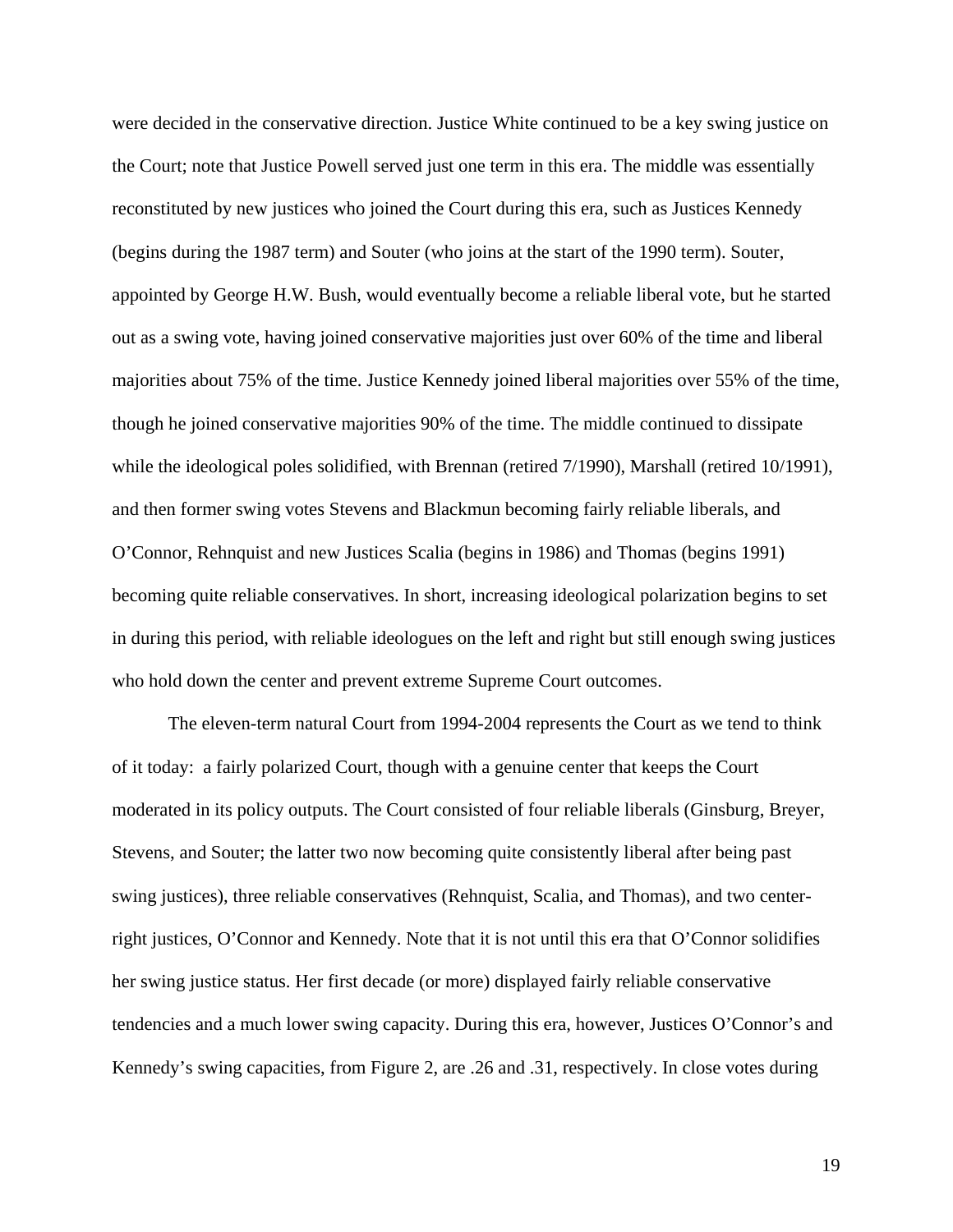were decided in the conservative direction. Justice White continued to be a key swing justice on the Court; note that Justice Powell served just one term in this era. The middle was essentially reconstituted by new justices who joined the Court during this era, such as Justices Kennedy (begins during the 1987 term) and Souter (who joins at the start of the 1990 term). Souter, appointed by George H.W. Bush, would eventually become a reliable liberal vote, but he started out as a swing vote, having joined conservative majorities just over 60% of the time and liberal majorities about 75% of the time. Justice Kennedy joined liberal majorities over 55% of the time, though he joined conservative majorities 90% of the time. The middle continued to dissipate while the ideological poles solidified, with Brennan (retired 7/1990), Marshall (retired 10/1991), and then former swing votes Stevens and Blackmun becoming fairly reliable liberals, and O'Connor, Rehnquist and new Justices Scalia (begins in 1986) and Thomas (begins 1991) becoming quite reliable conservatives. In short, increasing ideological polarization begins to set in during this period, with reliable ideologues on the left and right but still enough swing justices who hold down the center and prevent extreme Supreme Court outcomes.

The eleven-term natural Court from 1994-2004 represents the Court as we tend to think of it today: a fairly polarized Court, though with a genuine center that keeps the Court moderated in its policy outputs. The Court consisted of four reliable liberals (Ginsburg, Breyer, Stevens, and Souter; the latter two now becoming quite consistently liberal after being past swing justices), three reliable conservatives (Rehnquist, Scalia, and Thomas), and two center-right justices, O'Connor and Kennedy. Note that it is not until this era that O'Connor solidifies her swing justice status. Her first decade (or more) displayed fairly reliable conservative tendencies and a much lower swing capacity. During this era, however, Justices O'Connor's and Kennedy's swing capacities, from Figure 2, are .26 and .31, respectively. In close votes during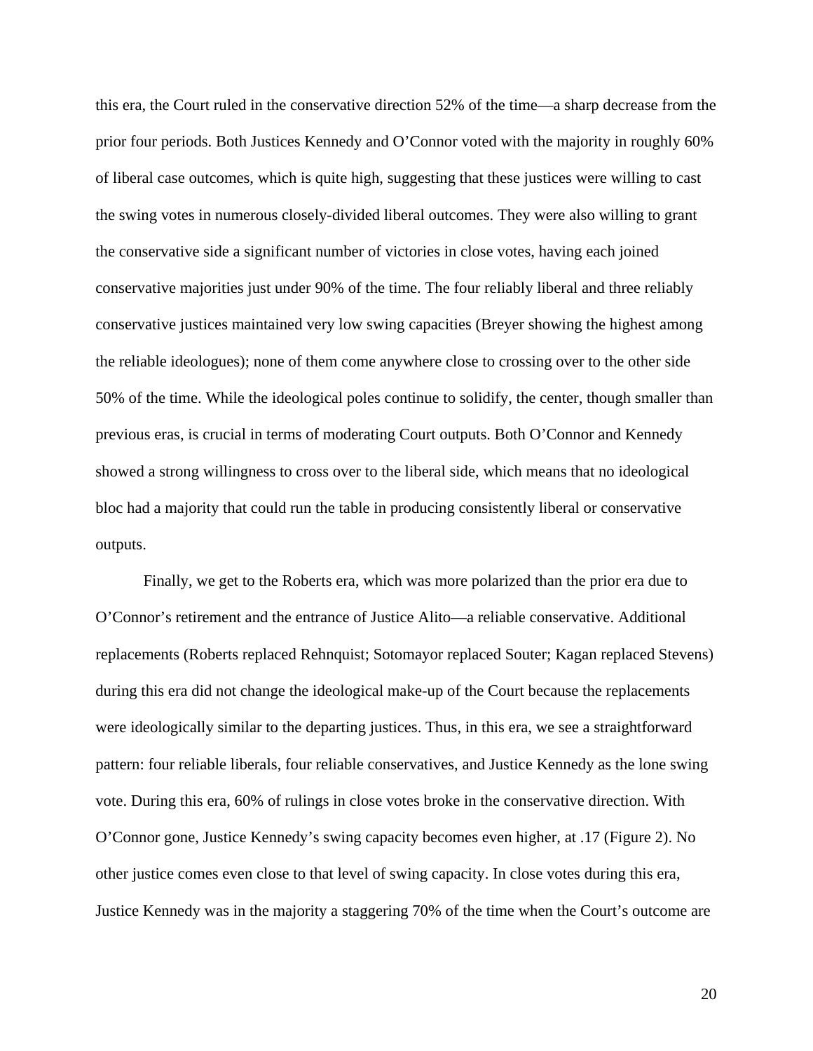this era, the Court ruled in the conservative direction 52% of the time—a sharp decrease from the prior four periods. Both Justices Kennedy and O'Connor voted with the majority in roughly 60% of liberal case outcomes, which is quite high, suggesting that these justices were willing to cast the swing votes in numerous closely-divided liberal outcomes. They were also willing to grant the conservative side a significant number of victories in close votes, having each joined conservative majorities just under 90% of the time. The four reliably liberal and three reliably conservative justices maintained very low swing capacities (Breyer showing the highest among the reliable ideologues); none of them come anywhere close to crossing over to the other side 50% of the time. While the ideological poles continue to solidify, the center, though smaller than previous eras, is crucial in terms of moderating Court outputs. Both O'Connor and Kennedy showed a strong willingness to cross over to the liberal side, which means that no ideological bloc had a majority that could run the table in producing consistently liberal or conservative outputs.

Finally, we get to the Roberts era, which was more polarized than the prior era due to O'Connor's retirement and the entrance of Justice Alito—a reliable conservative. Additional replacements (Roberts replaced Rehnquist; Sotomayor replaced Souter; Kagan replaced Stevens) during this era did not change the ideological make-up of the Court because the replacements were ideologically similar to the departing justices. Thus, in this era, we see a straightforward pattern: four reliable liberals, four reliable conservatives, and Justice Kennedy as the lone swing vote. During this era, 60% of rulings in close votes broke in the conservative direction. With O'Connor gone, Justice Kennedy's swing capacity becomes even higher, at .17 (Figure 2). No other justice comes even close to that level of swing capacity. In close votes during this era, Justice Kennedy was in the majority a staggering 70% of the time when the Court's outcome are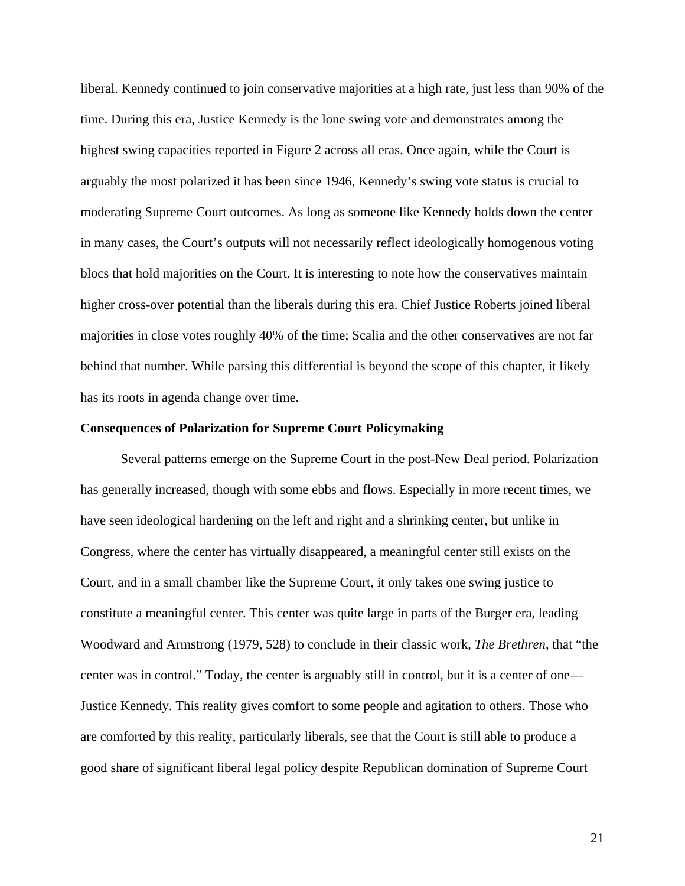liberal. Kennedy continued to join conservative majorities at a high rate, just less than 90% of the time. During this era, Justice Kennedy is the lone swing vote and demonstrates among the highest swing capacities reported in Figure 2 across all eras. Once again, while the Court is arguably the most polarized it has been since 1946, Kennedy's swing vote status is crucial to moderating Supreme Court outcomes. As long as someone like Kennedy holds down the center in many cases, the Court's outputs will not necessarily reflect ideologically homogenous voting blocs that hold majorities on the Court. It is interesting to note how the conservatives maintain higher cross-over potential than the liberals during this era. Chief Justice Roberts joined liberal majorities in close votes roughly 40% of the time; Scalia and the other conservatives are not far behind that number. While parsing this differential is beyond the scope of this chapter, it likely has its roots in agenda change over time.

**Consequences of Polarization for Supreme Court Policymaking**

Several patterns emerge on the Supreme Court in the post-New Deal period. Polarization has generally increased, though with some ebbs and flows. Especially in more recent times, we have seen ideological hardening on the left and right and a shrinking center, but unlike in Congress, where the center has virtually disappeared, a meaningful center still exists on the Court, and in a small chamber like the Supreme Court, it only takes one swing justice to constitute a meaningful center. This center was quite large in parts of the Burger era, leading Woodward and Armstrong (1979, 528) to conclude in their classic work, *The Brethren*, that "the center was in control." Today, the center is arguably still in control, but it is a center of one—Justice Kennedy. This reality gives comfort to some people and agitation to others. Those who are comforted by this reality, particularly liberals, see that the Court is still able to produce a good share of significant liberal legal policy despite Republican domination of Supreme Court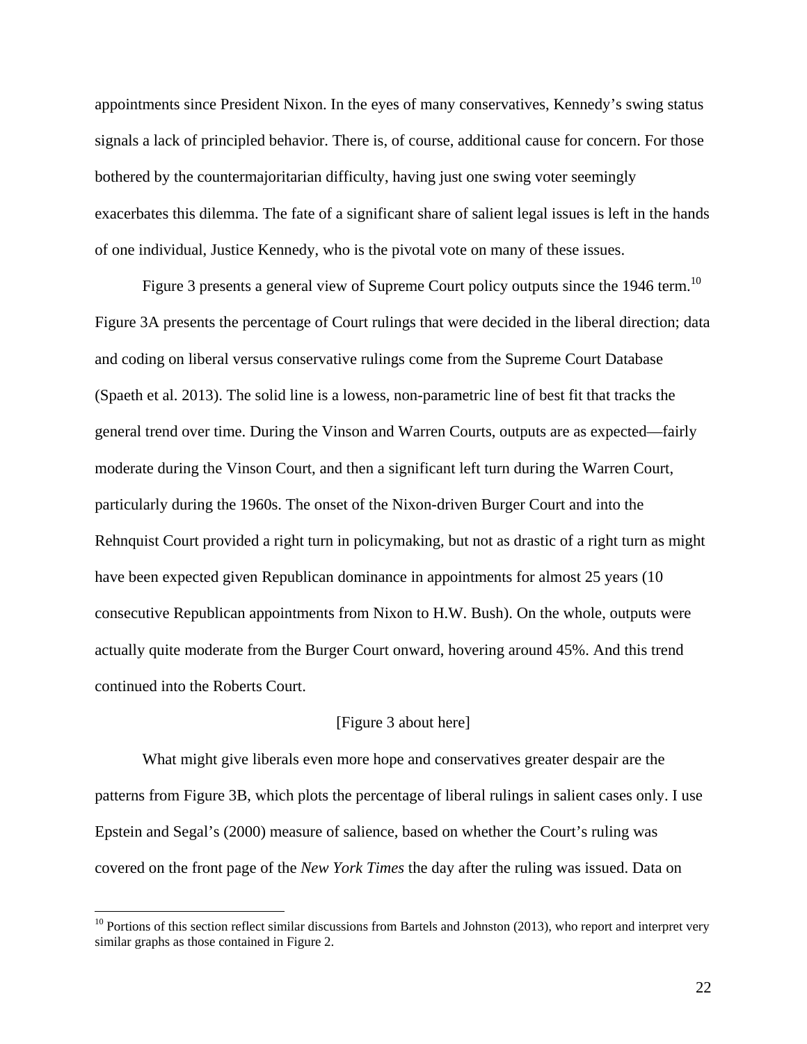appointments since President Nixon. In the eyes of many conservatives, Kennedy's swing status signals a lack of principled behavior. There is, of course, additional cause for concern. For those bothered by the countermajoritarian difficulty, having just one swing voter seemingly exacerbates this dilemma. The fate of a significant share of salient legal issues is left in the hands of one individual, Justice Kennedy, who is the pivotal vote on many of these issues.

Figure 3 presents a general view of Supreme Court policy outputs since the 1946 term.[10] Figure 3A presents the percentage of Court rulings that were decided in the liberal direction; data and coding on liberal versus conservative rulings come from the Supreme Court Database (Spaeth et al. 2013). The solid line is a lowess, non-parametric line of best fit that tracks the general trend over time. During the Vinson and Warren Courts, outputs are as expected—fairly moderate during the Vinson Court, and then a significant left turn during the Warren Court, particularly during the 1960s. The onset of the Nixon-driven Burger Court and into the Rehnquist Court provided a right turn in policymaking, but not as drastic of a right turn as might have been expected given Republican dominance in appointments for almost 25 years (10 consecutive Republican appointments from Nixon to H.W. Bush). On the whole, outputs were actually quite moderate from the Burger Court onward, hovering around 45%. And this trend continued into the Roberts Court.

[Figure 3 about here]

What might give liberals even more hope and conservatives greater despair are the patterns from Figure 3B, which plots the percentage of liberal rulings in salient cases only. I use Epstein and Segal's (2000) measure of salience, based on whether the Court's ruling was covered on the front page of the *New York Times* the day after the ruling was issued. Data on

[10] Portions of this section reflect similar discussions from Bartels and Johnston (2013), who report and interpret very similar graphs as those contained in Figure 2.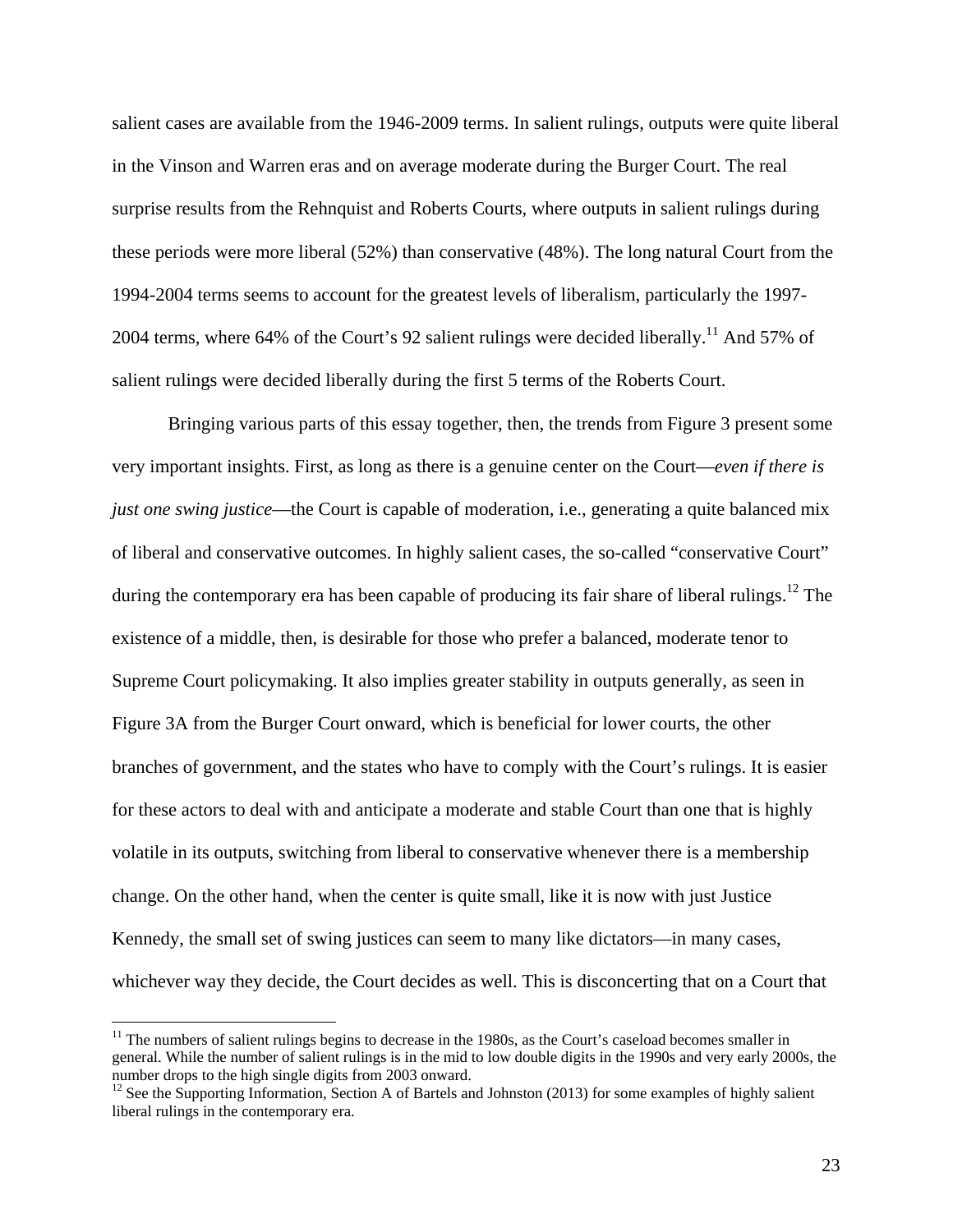salient cases are available from the 1946-2009 terms. In salient rulings, outputs were quite liberal in the Vinson and Warren eras and on average moderate during the Burger Court. The real surprise results from the Rehnquist and Roberts Courts, where outputs in salient rulings during these periods were more liberal (52%) than conservative (48%). The long natural Court from the 1994-2004 terms seems to account for the greatest levels of liberalism, particularly the 1997-2004 terms, where 64% of the Court's 92 salient rulings were decided liberally.[11] And 57% of salient rulings were decided liberally during the first 5 terms of the Roberts Court.

Bringing various parts of this essay together, then, the trends from Figure 3 present some very important insights. First, as long as there is a genuine center on the Court—*even if there is just one swing justice*—the Court is capable of moderation, i.e., generating a quite balanced mix of liberal and conservative outcomes. In highly salient cases, the so-called "conservative Court" during the contemporary era has been capable of producing its fair share of liberal rulings.[12] The existence of a middle, then, is desirable for those who prefer a balanced, moderate tenor to Supreme Court policymaking. It also implies greater stability in outputs generally, as seen in Figure 3A from the Burger Court onward, which is beneficial for lower courts, the other branches of government, and the states who have to comply with the Court's rulings. It is easier for these actors to deal with and anticipate a moderate and stable Court than one that is highly volatile in its outputs, switching from liberal to conservative whenever there is a membership change. On the other hand, when the center is quite small, like it is now with just Justice Kennedy, the small set of swing justices can seem to many like dictators—in many cases, whichever way they decide, the Court decides as well. This is disconcerting that on a Court that

---

[11] The numbers of salient rulings begins to decrease in the 1980s, as the Court's caseload becomes smaller in general. While the number of salient rulings is in the mid to low double digits in the 1990s and very early 2000s, the number drops to the high single digits from 2003 onward.

[12] See the Supporting Information, Section A of Bartels and Johnston (2013) for some examples of highly salient liberal rulings in the contemporary era.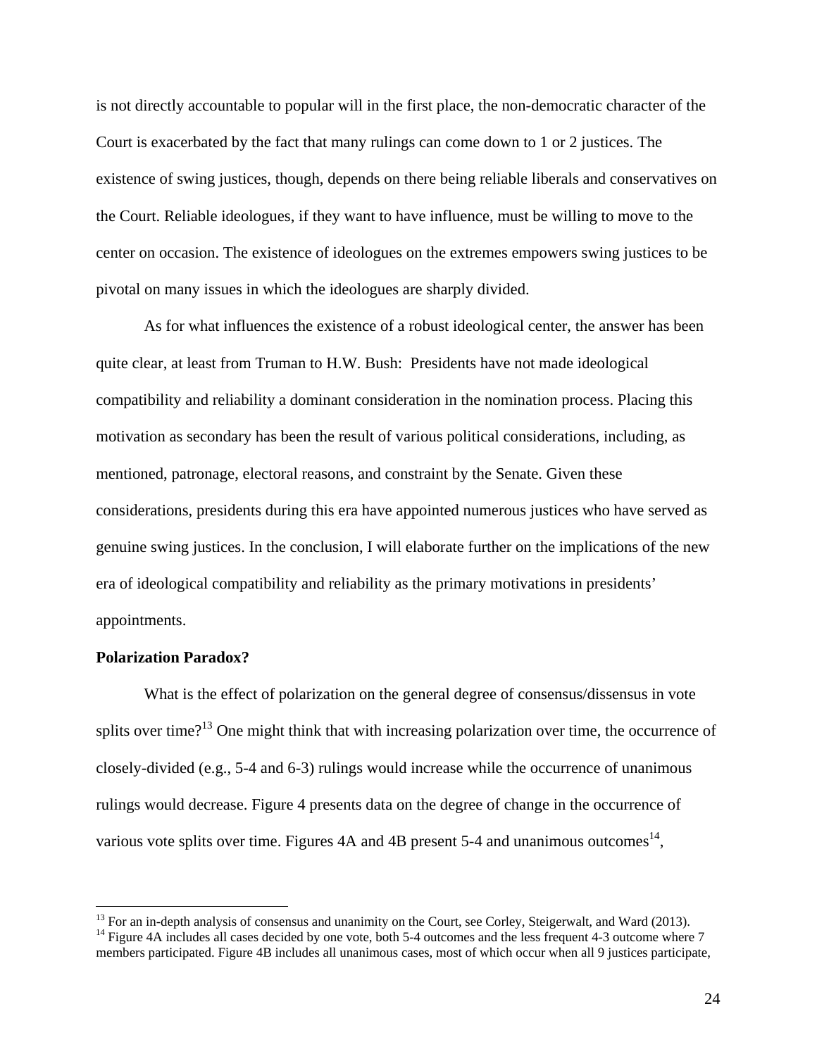is not directly accountable to popular will in the first place, the non-democratic character of the Court is exacerbated by the fact that many rulings can come down to 1 or 2 justices. The existence of swing justices, though, depends on there being reliable liberals and conservatives on the Court. Reliable ideologues, if they want to have influence, must be willing to move to the center on occasion. The existence of ideologues on the extremes empowers swing justices to be pivotal on many issues in which the ideologues are sharply divided.

As for what influences the existence of a robust ideological center, the answer has been quite clear, at least from Truman to H.W. Bush: Presidents have not made ideological compatibility and reliability a dominant consideration in the nomination process. Placing this motivation as secondary has been the result of various political considerations, including, as mentioned, patronage, electoral reasons, and constraint by the Senate. Given these considerations, presidents during this era have appointed numerous justices who have served as genuine swing justices. In the conclusion, I will elaborate further on the implications of the new era of ideological compatibility and reliability as the primary motivations in presidents' appointments.

**Polarization Paradox?**

What is the effect of polarization on the general degree of consensus/dissensus in vote splits over time?[13] One might think that with increasing polarization over time, the occurrence of closely-divided (e.g., 5-4 and 6-3) rulings would increase while the occurrence of unanimous rulings would decrease. Figure 4 presents data on the degree of change in the occurrence of various vote splits over time. Figures 4A and 4B present 5-4 and unanimous outcomes[14],

[13] For an in-depth analysis of consensus and unanimity on the Court, see Corley, Steigerwalt, and Ward (2013).

[14] Figure 4A includes all cases decided by one vote, both 5-4 outcomes and the less frequent 4-3 outcome where 7 members participated. Figure 4B includes all unanimous cases, most of which occur when all 9 justices participate,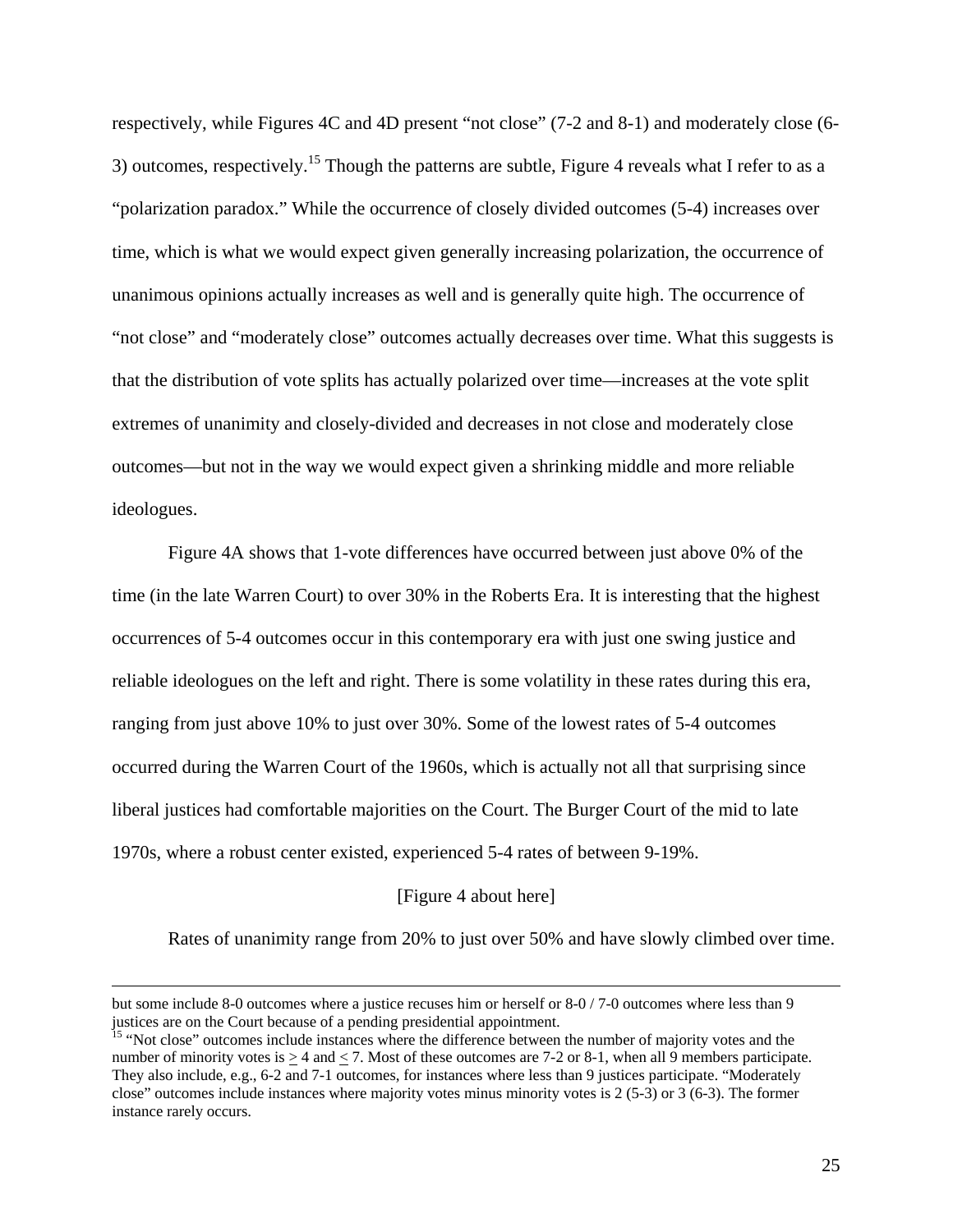respectively, while Figures 4C and 4D present "not close" (7-2 and 8-1) and moderately close (6-3) outcomes, respectively.[15] Though the patterns are subtle, Figure 4 reveals what I refer to as a "polarization paradox." While the occurrence of closely divided outcomes (5-4) increases over time, which is what we would expect given generally increasing polarization, the occurrence of unanimous opinions actually increases as well and is generally quite high. The occurrence of "not close" and "moderately close" outcomes actually decreases over time. What this suggests is that the distribution of vote splits has actually polarized over time—increases at the vote split extremes of unanimity and closely-divided and decreases in not close and moderately close outcomes—but not in the way we would expect given a shrinking middle and more reliable ideologues.

Figure 4A shows that 1-vote differences have occurred between just above 0% of the time (in the late Warren Court) to over 30% in the Roberts Era. It is interesting that the highest occurrences of 5-4 outcomes occur in this contemporary era with just one swing justice and reliable ideologues on the left and right. There is some volatility in these rates during this era, ranging from just above 10% to just over 30%. Some of the lowest rates of 5-4 outcomes occurred during the Warren Court of the 1960s, which is actually not all that surprising since liberal justices had comfortable majorities on the Court. The Burger Court of the mid to late 1970s, where a robust center existed, experienced 5-4 rates of between 9-19%.

[Figure 4 about here]

Rates of unanimity range from 20% to just over 50% and have slowly climbed over time.

---

but some include 8-0 outcomes where a justice recuses him or herself or 8-0 / 7-0 outcomes where less than 9 justices are on the Court because of a pending presidential appointment.

[15] "Not close" outcomes include instances where the difference between the number of majority votes and the number of minority votes is $\geq 4$ and $\leq 7$. Most of these outcomes are 7-2 or 8-1, when all 9 members participate. They also include, e.g., 6-2 and 7-1 outcomes, for instances where less than 9 justices participate. "Moderately close" outcomes include instances where majority votes minus minority votes is 2 (5-3) or 3 (6-3). The former instance rarely occurs.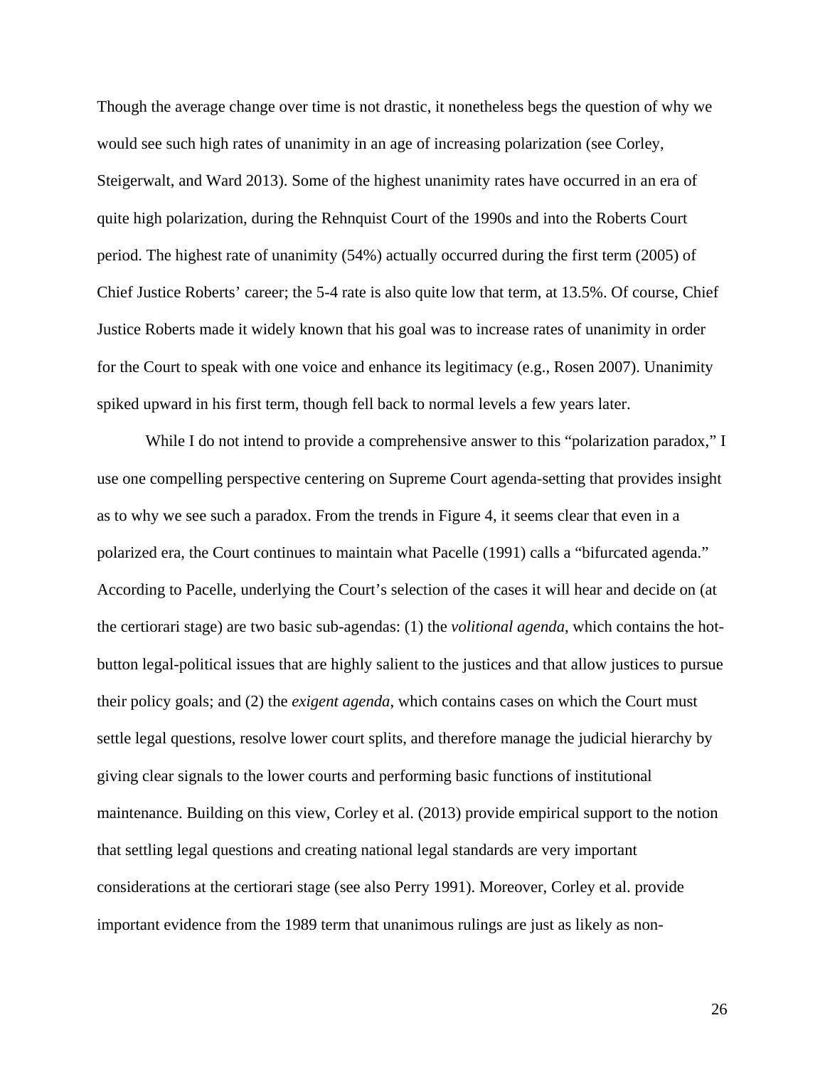Though the average change over time is not drastic, it nonetheless begs the question of why we would see such high rates of unanimity in an age of increasing polarization (see Corley, Steigerwalt, and Ward 2013). Some of the highest unanimity rates have occurred in an era of quite high polarization, during the Rehnquist Court of the 1990s and into the Roberts Court period. The highest rate of unanimity (54%) actually occurred during the first term (2005) of Chief Justice Roberts' career; the 5-4 rate is also quite low that term, at 13.5%. Of course, Chief Justice Roberts made it widely known that his goal was to increase rates of unanimity in order for the Court to speak with one voice and enhance its legitimacy (e.g., Rosen 2007). Unanimity spiked upward in his first term, though fell back to normal levels a few years later.

While I do not intend to provide a comprehensive answer to this "polarization paradox," I use one compelling perspective centering on Supreme Court agenda-setting that provides insight as to why we see such a paradox. From the trends in Figure 4, it seems clear that even in a polarized era, the Court continues to maintain what Pacelle (1991) calls a "bifurcated agenda." According to Pacelle, underlying the Court's selection of the cases it will hear and decide on (at the certiorari stage) are two basic sub-agendas: (1) the *volitional agenda*, which contains the hot-button legal-political issues that are highly salient to the justices and that allow justices to pursue their policy goals; and (2) the *exigent agenda*, which contains cases on which the Court must settle legal questions, resolve lower court splits, and therefore manage the judicial hierarchy by giving clear signals to the lower courts and performing basic functions of institutional maintenance. Building on this view, Corley et al. (2013) provide empirical support to the notion that settling legal questions and creating national legal standards are very important considerations at the certiorari stage (see also Perry 1991). Moreover, Corley et al. provide important evidence from the 1989 term that unanimous rulings are just as likely as non-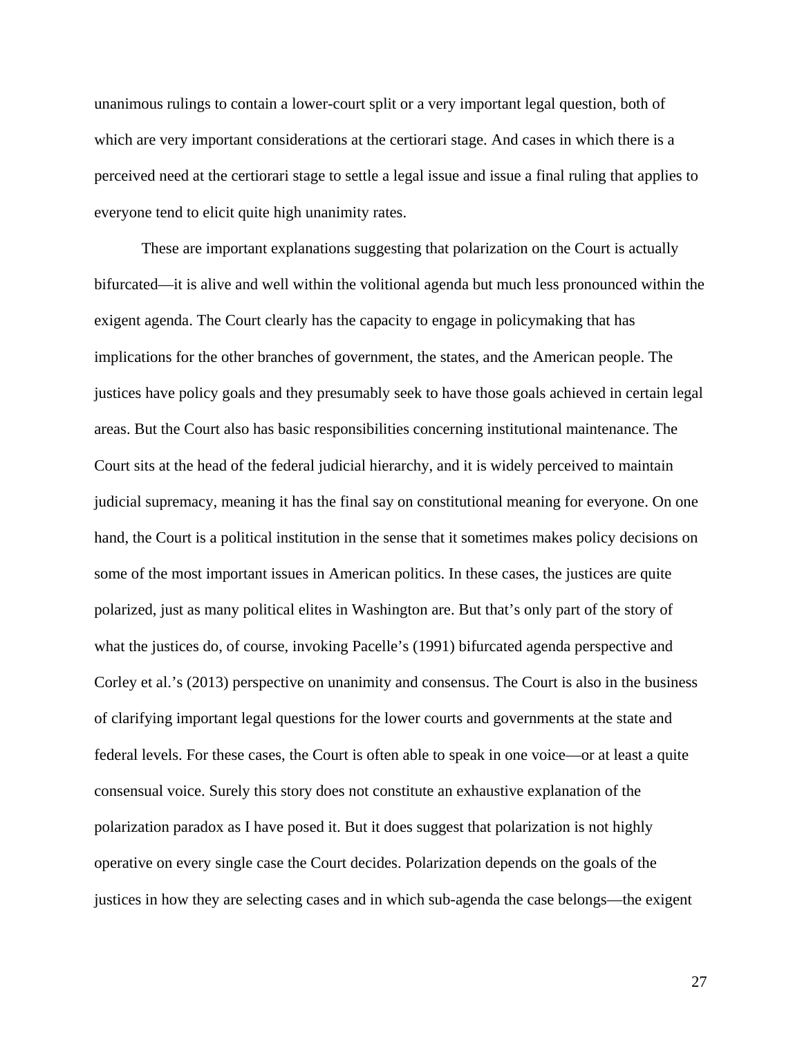unanimous rulings to contain a lower-court split or a very important legal question, both of which are very important considerations at the certiorari stage. And cases in which there is a perceived need at the certiorari stage to settle a legal issue and issue a final ruling that applies to everyone tend to elicit quite high unanimity rates.

These are important explanations suggesting that polarization on the Court is actually bifurcated—it is alive and well within the volitional agenda but much less pronounced within the exigent agenda. The Court clearly has the capacity to engage in policymaking that has implications for the other branches of government, the states, and the American people. The justices have policy goals and they presumably seek to have those goals achieved in certain legal areas. But the Court also has basic responsibilities concerning institutional maintenance. The Court sits at the head of the federal judicial hierarchy, and it is widely perceived to maintain judicial supremacy, meaning it has the final say on constitutional meaning for everyone. On one hand, the Court is a political institution in the sense that it sometimes makes policy decisions on some of the most important issues in American politics. In these cases, the justices are quite polarized, just as many political elites in Washington are. But that's only part of the story of what the justices do, of course, invoking Pacelle's (1991) bifurcated agenda perspective and Corley et al.'s (2013) perspective on unanimity and consensus. The Court is also in the business of clarifying important legal questions for the lower courts and governments at the state and federal levels. For these cases, the Court is often able to speak in one voice—or at least a quite consensual voice. Surely this story does not constitute an exhaustive explanation of the polarization paradox as I have posed it. But it does suggest that polarization is not highly operative on every single case the Court decides. Polarization depends on the goals of the justices in how they are selecting cases and in which sub-agenda the case belongs—the exigent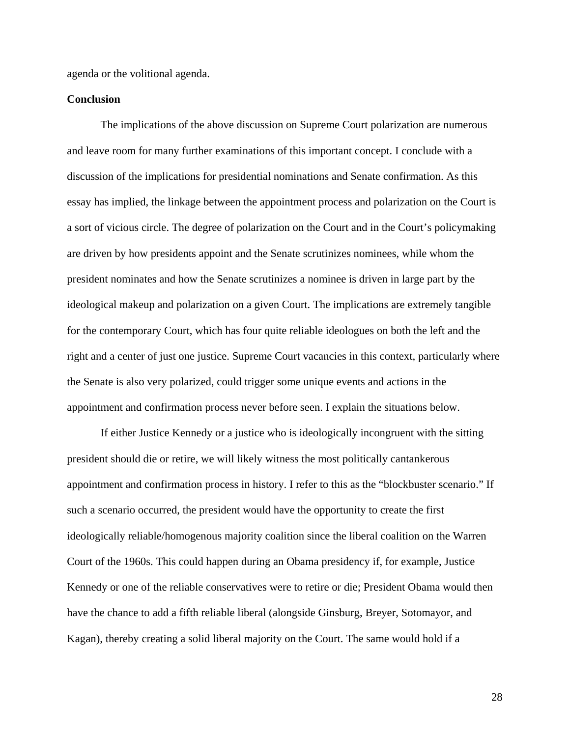agenda or the volitional agenda.

**Conclusion**

The implications of the above discussion on Supreme Court polarization are numerous and leave room for many further examinations of this important concept. I conclude with a discussion of the implications for presidential nominations and Senate confirmation. As this essay has implied, the linkage between the appointment process and polarization on the Court is a sort of vicious circle. The degree of polarization on the Court and in the Court's policymaking are driven by how presidents appoint and the Senate scrutinizes nominees, while whom the president nominates and how the Senate scrutinizes a nominee is driven in large part by the ideological makeup and polarization on a given Court. The implications are extremely tangible for the contemporary Court, which has four quite reliable ideologues on both the left and the right and a center of just one justice. Supreme Court vacancies in this context, particularly where the Senate is also very polarized, could trigger some unique events and actions in the appointment and confirmation process never before seen. I explain the situations below.

If either Justice Kennedy or a justice who is ideologically incongruent with the sitting president should die or retire, we will likely witness the most politically cantankerous appointment and confirmation process in history. I refer to this as the "blockbuster scenario." If such a scenario occurred, the president would have the opportunity to create the first ideologically reliable/homogenous majority coalition since the liberal coalition on the Warren Court of the 1960s. This could happen during an Obama presidency if, for example, Justice Kennedy or one of the reliable conservatives were to retire or die; President Obama would then have the chance to add a fifth reliable liberal (alongside Ginsburg, Breyer, Sotomayor, and Kagan), thereby creating a solid liberal majority on the Court. The same would hold if a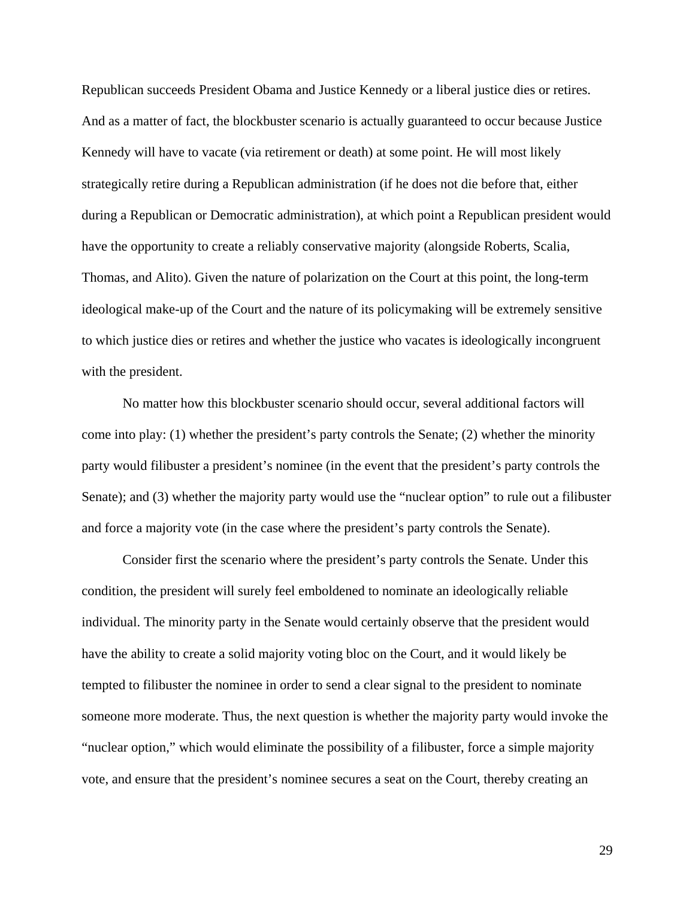Republican succeeds President Obama and Justice Kennedy or a liberal justice dies or retires. And as a matter of fact, the blockbuster scenario is actually guaranteed to occur because Justice Kennedy will have to vacate (via retirement or death) at some point. He will most likely strategically retire during a Republican administration (if he does not die before that, either during a Republican or Democratic administration), at which point a Republican president would have the opportunity to create a reliably conservative majority (alongside Roberts, Scalia, Thomas, and Alito). Given the nature of polarization on the Court at this point, the long-term ideological make-up of the Court and the nature of its policymaking will be extremely sensitive to which justice dies or retires and whether the justice who vacates is ideologically incongruent with the president.

No matter how this blockbuster scenario should occur, several additional factors will come into play: (1) whether the president's party controls the Senate; (2) whether the minority party would filibuster a president's nominee (in the event that the president's party controls the Senate); and (3) whether the majority party would use the "nuclear option" to rule out a filibuster and force a majority vote (in the case where the president's party controls the Senate).

Consider first the scenario where the president's party controls the Senate. Under this condition, the president will surely feel emboldened to nominate an ideologically reliable individual. The minority party in the Senate would certainly observe that the president would have the ability to create a solid majority voting bloc on the Court, and it would likely be tempted to filibuster the nominee in order to send a clear signal to the president to nominate someone more moderate. Thus, the next question is whether the majority party would invoke the "nuclear option," which would eliminate the possibility of a filibuster, force a simple majority vote, and ensure that the president's nominee secures a seat on the Court, thereby creating an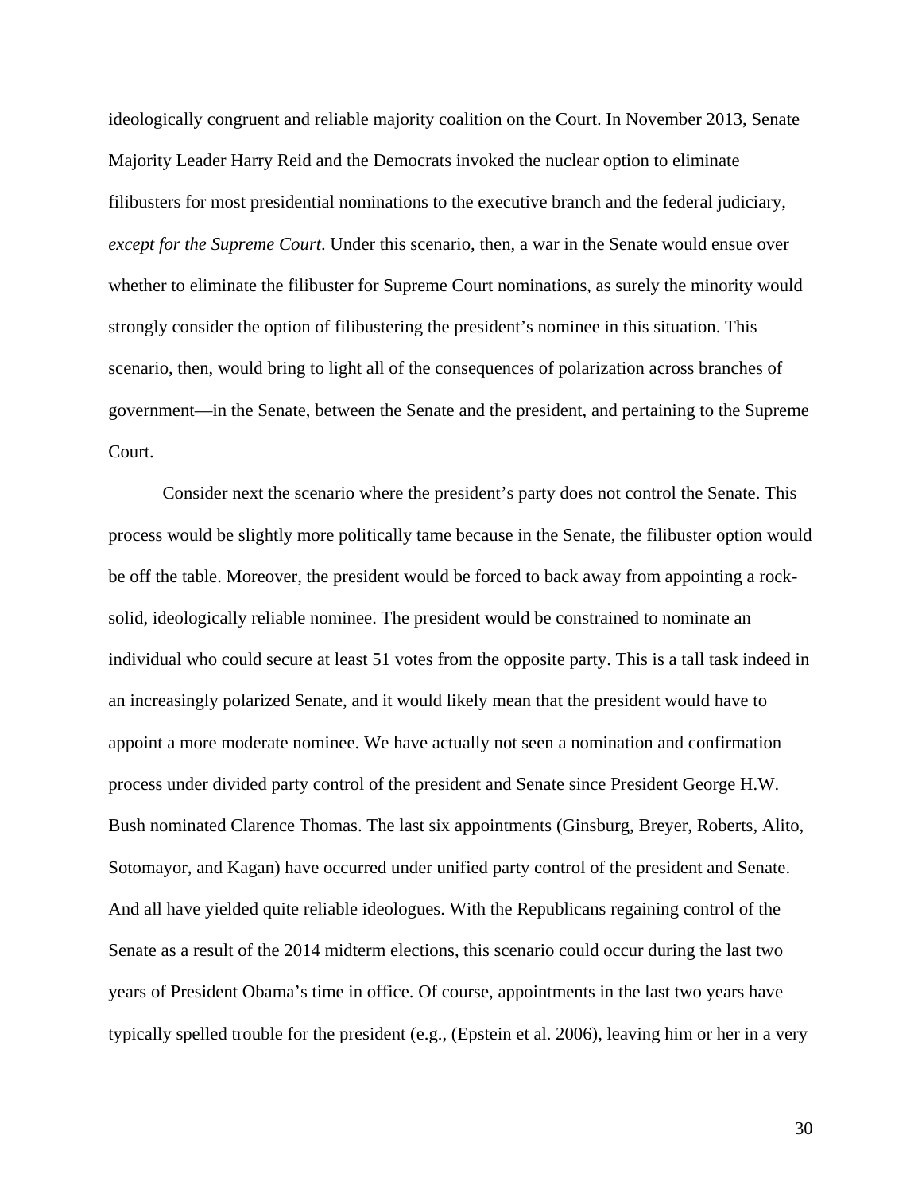ideologically congruent and reliable majority coalition on the Court. In November 2013, Senate Majority Leader Harry Reid and the Democrats invoked the nuclear option to eliminate filibusters for most presidential nominations to the executive branch and the federal judiciary, *except for the Supreme Court*. Under this scenario, then, a war in the Senate would ensue over whether to eliminate the filibuster for Supreme Court nominations, as surely the minority would strongly consider the option of filibustering the president's nominee in this situation. This scenario, then, would bring to light all of the consequences of polarization across branches of government—in the Senate, between the Senate and the president, and pertaining to the Supreme Court.

Consider next the scenario where the president's party does not control the Senate. This process would be slightly more politically tame because in the Senate, the filibuster option would be off the table. Moreover, the president would be forced to back away from appointing a rock-solid, ideologically reliable nominee. The president would be constrained to nominate an individual who could secure at least 51 votes from the opposite party. This is a tall task indeed in an increasingly polarized Senate, and it would likely mean that the president would have to appoint a more moderate nominee. We have actually not seen a nomination and confirmation process under divided party control of the president and Senate since President George H.W. Bush nominated Clarence Thomas. The last six appointments (Ginsburg, Breyer, Roberts, Alito, Sotomayor, and Kagan) have occurred under unified party control of the president and Senate. And all have yielded quite reliable ideologues. With the Republicans regaining control of the Senate as a result of the 2014 midterm elections, this scenario could occur during the last two years of President Obama's time in office. Of course, appointments in the last two years have typically spelled trouble for the president (e.g., (Epstein et al. 2006), leaving him or her in a very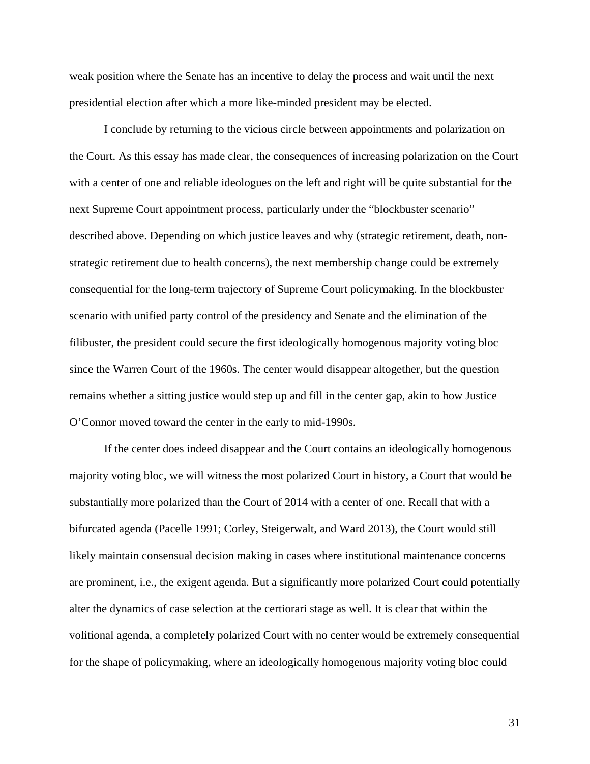weak position where the Senate has an incentive to delay the process and wait until the next presidential election after which a more like-minded president may be elected.

I conclude by returning to the vicious circle between appointments and polarization on the Court. As this essay has made clear, the consequences of increasing polarization on the Court with a center of one and reliable ideologues on the left and right will be quite substantial for the next Supreme Court appointment process, particularly under the "blockbuster scenario" described above. Depending on which justice leaves and why (strategic retirement, death, non-strategic retirement due to health concerns), the next membership change could be extremely consequential for the long-term trajectory of Supreme Court policymaking. In the blockbuster scenario with unified party control of the presidency and Senate and the elimination of the filibuster, the president could secure the first ideologically homogenous majority voting bloc since the Warren Court of the 1960s. The center would disappear altogether, but the question remains whether a sitting justice would step up and fill in the center gap, akin to how Justice O'Connor moved toward the center in the early to mid-1990s.

If the center does indeed disappear and the Court contains an ideologically homogenous majority voting bloc, we will witness the most polarized Court in history, a Court that would be substantially more polarized than the Court of 2014 with a center of one. Recall that with a bifurcated agenda (Pacelle 1991; Corley, Steigerwalt, and Ward 2013), the Court would still likely maintain consensual decision making in cases where institutional maintenance concerns are prominent, i.e., the exigent agenda. But a significantly more polarized Court could potentially alter the dynamics of case selection at the certiorari stage as well. It is clear that within the volitional agenda, a completely polarized Court with no center would be extremely consequential for the shape of policymaking, where an ideologically homogenous majority voting bloc could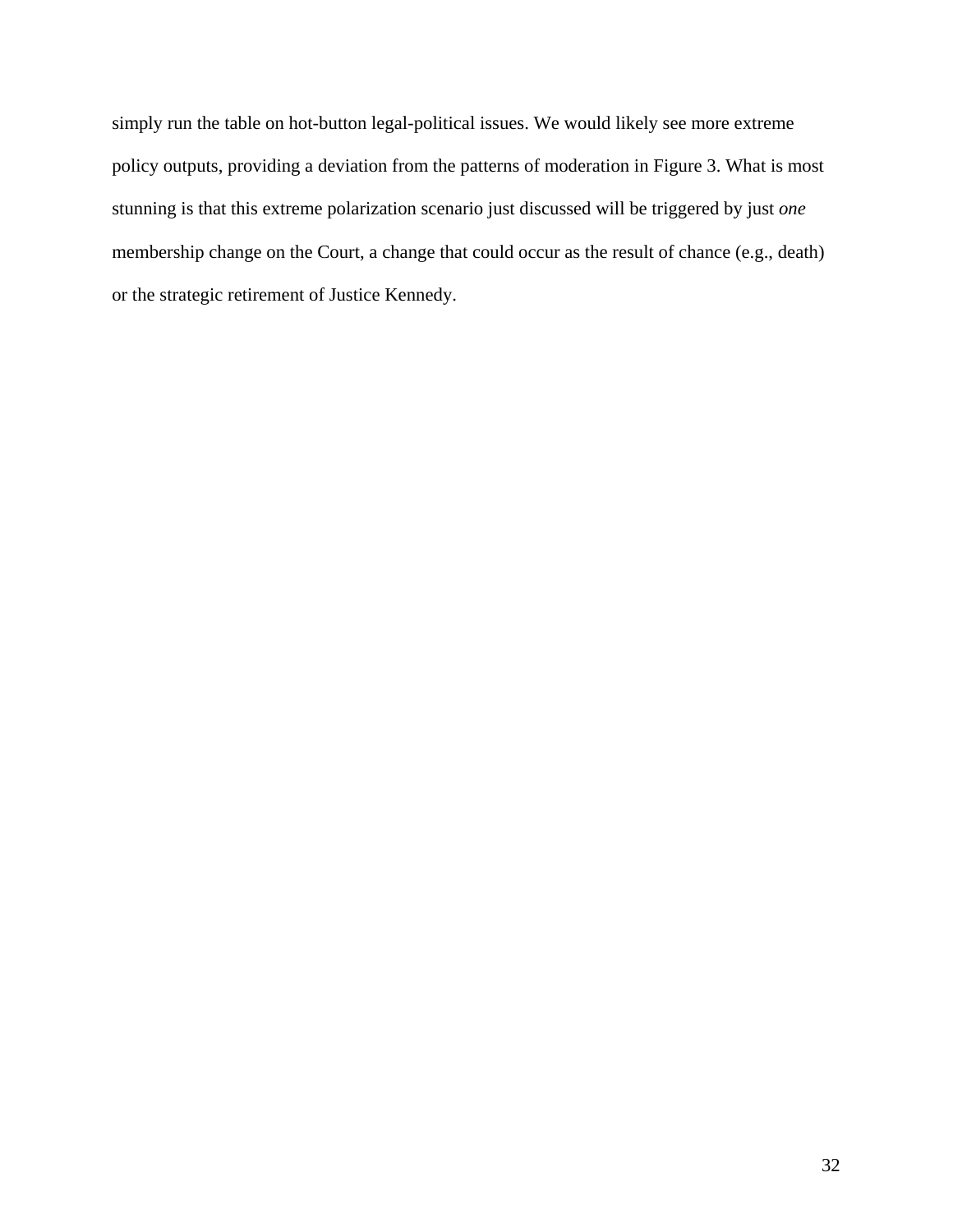simply run the table on hot-button legal-political issues. We would likely see more extreme policy outputs, providing a deviation from the patterns of moderation in Figure 3. What is most stunning is that this extreme polarization scenario just discussed will be triggered by just *one* membership change on the Court, a change that could occur as the result of chance (e.g., death) or the strategic retirement of Justice Kennedy.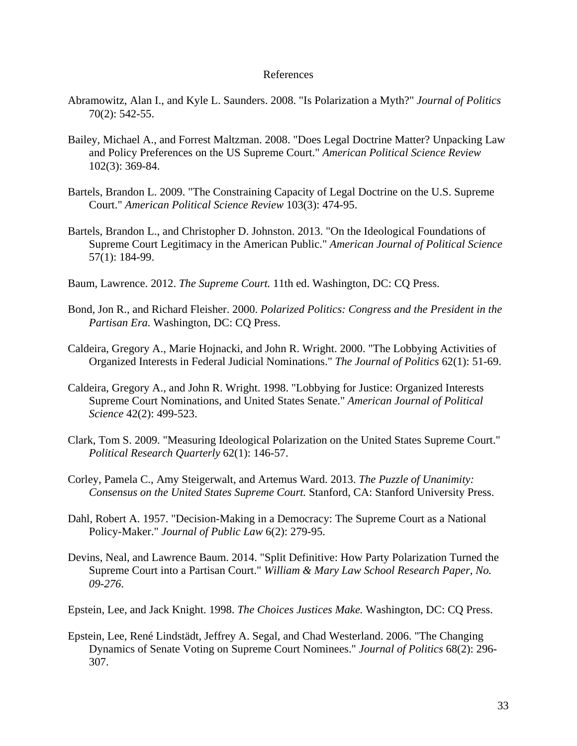# References

Abramowitz, Alan I., and Kyle L. Saunders. 2008. "Is Polarization a Myth?" *Journal of Politics* 70(2): 542-55.

Bailey, Michael A., and Forrest Maltzman. 2008. "Does Legal Doctrine Matter? Unpacking Law and Policy Preferences on the US Supreme Court." *American Political Science Review* 102(3): 369-84.

Bartels, Brandon L. 2009. "The Constraining Capacity of Legal Doctrine on the U.S. Supreme Court." *American Political Science Review* 103(3): 474-95.

Bartels, Brandon L., and Christopher D. Johnston. 2013. "On the Ideological Foundations of Supreme Court Legitimacy in the American Public." *American Journal of Political Science* 57(1): 184-99.

Baum, Lawrence. 2012. *The Supreme Court.* 11th ed. Washington, DC: CQ Press.

Bond, Jon R., and Richard Fleisher. 2000. *Polarized Politics: Congress and the President in the Partisan Era.* Washington, DC: CQ Press.

Caldeira, Gregory A., Marie Hojnacki, and John R. Wright. 2000. "The Lobbying Activities of Organized Interests in Federal Judicial Nominations." *The Journal of Politics* 62(1): 51-69.

Caldeira, Gregory A., and John R. Wright. 1998. "Lobbying for Justice: Organized Interests Supreme Court Nominations, and United States Senate." *American Journal of Political Science* 42(2): 499-523.

Clark, Tom S. 2009. "Measuring Ideological Polarization on the United States Supreme Court." *Political Research Quarterly* 62(1): 146-57.

Corley, Pamela C., Amy Steigerwalt, and Artemus Ward. 2013. *The Puzzle of Unanimity: Consensus on the United States Supreme Court.* Stanford, CA: Stanford University Press.

Dahl, Robert A. 1957. "Decision-Making in a Democracy: The Supreme Court as a National Policy-Maker." *Journal of Public Law* 6(2): 279-95.

Devins, Neal, and Lawrence Baum. 2014. "Split Definitive: How Party Polarization Turned the Supreme Court into a Partisan Court." *William & Mary Law School Research Paper, No. 09-276*.

Epstein, Lee, and Jack Knight. 1998. *The Choices Justices Make.* Washington, DC: CQ Press.

Epstein, Lee, René Lindstädt, Jeffrey A. Segal, and Chad Westerland. 2006. "The Changing Dynamics of Senate Voting on Supreme Court Nominees." *Journal of Politics* 68(2): 296-307.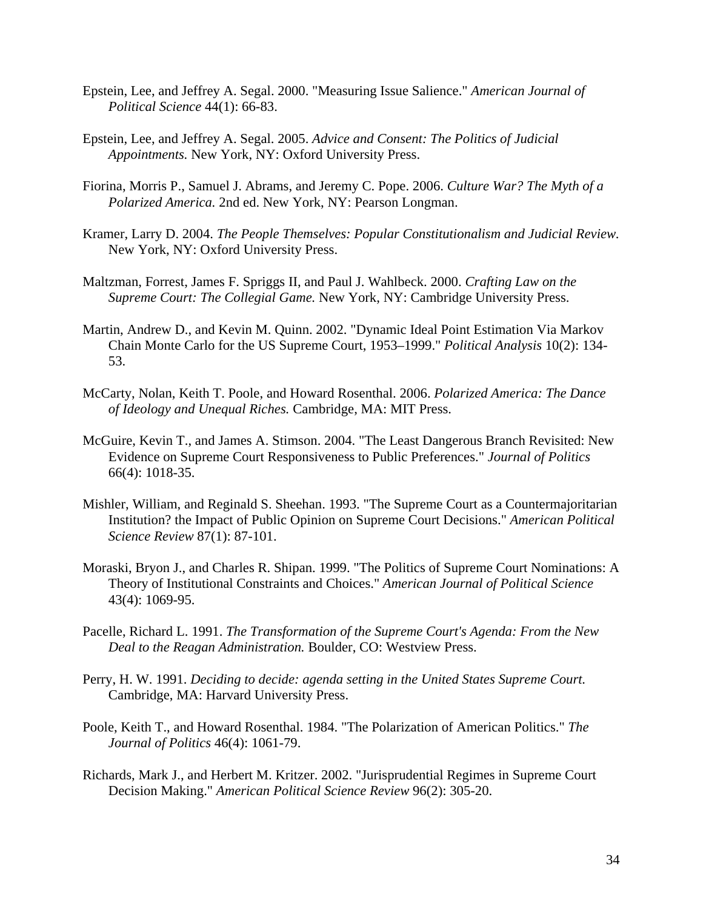Epstein, Lee, and Jeffrey A. Segal. 2000. "Measuring Issue Salience." *American Journal of Political Science* 44(1): 66-83.

Epstein, Lee, and Jeffrey A. Segal. 2005. *Advice and Consent: The Politics of Judicial Appointments.* New York, NY: Oxford University Press.

Fiorina, Morris P., Samuel J. Abrams, and Jeremy C. Pope. 2006. *Culture War? The Myth of a Polarized America.* 2nd ed. New York, NY: Pearson Longman.

Kramer, Larry D. 2004. *The People Themselves: Popular Constitutionalism and Judicial Review.* New York, NY: Oxford University Press.

Maltzman, Forrest, James F. Spriggs II, and Paul J. Wahlbeck. 2000. *Crafting Law on the Supreme Court: The Collegial Game.* New York, NY: Cambridge University Press.

Martin, Andrew D., and Kevin M. Quinn. 2002. "Dynamic Ideal Point Estimation Via Markov Chain Monte Carlo for the US Supreme Court, 1953–1999." *Political Analysis* 10(2): 134-53.

McCarty, Nolan, Keith T. Poole, and Howard Rosenthal. 2006. *Polarized America: The Dance of Ideology and Unequal Riches.* Cambridge, MA: MIT Press.

McGuire, Kevin T., and James A. Stimson. 2004. "The Least Dangerous Branch Revisited: New Evidence on Supreme Court Responsiveness to Public Preferences." *Journal of Politics* 66(4): 1018-35.

Mishler, William, and Reginald S. Sheehan. 1993. "The Supreme Court as a Countermajoritarian Institution? the Impact of Public Opinion on Supreme Court Decisions." *American Political Science Review* 87(1): 87-101.

Moraski, Bryon J., and Charles R. Shipan. 1999. "The Politics of Supreme Court Nominations: A Theory of Institutional Constraints and Choices." *American Journal of Political Science* 43(4): 1069-95.

Pacelle, Richard L. 1991. *The Transformation of the Supreme Court's Agenda: From the New Deal to the Reagan Administration.* Boulder, CO: Westview Press.

Perry, H. W. 1991. *Deciding to decide: agenda setting in the United States Supreme Court.* Cambridge, MA: Harvard University Press.

Poole, Keith T., and Howard Rosenthal. 1984. "The Polarization of American Politics." *The Journal of Politics* 46(4): 1061-79.

Richards, Mark J., and Herbert M. Kritzer. 2002. "Jurisprudential Regimes in Supreme Court Decision Making." *American Political Science Review* 96(2): 305-20.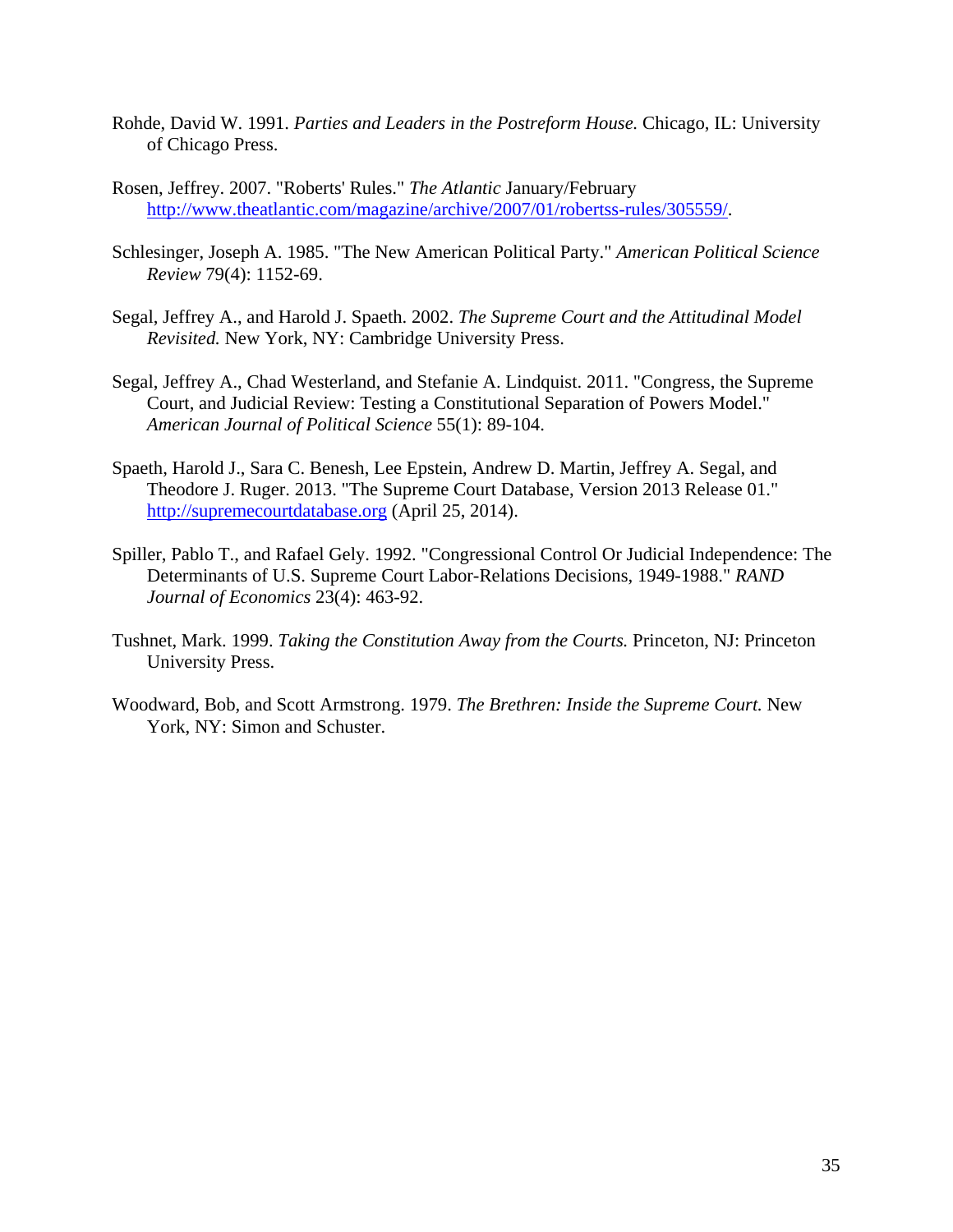Rohde, David W. 1991. *Parties and Leaders in the Postreform House.* Chicago, IL: University of Chicago Press.

Rosen, Jeffrey. 2007. "Roberts' Rules." *The Atlantic* January/February http://www.theatlantic.com/magazine/archive/2007/01/robertss-rules/305559/.

Schlesinger, Joseph A. 1985. "The New American Political Party." *American Political Science Review* 79(4): 1152-69.

Segal, Jeffrey A., and Harold J. Spaeth. 2002. *The Supreme Court and the Attitudinal Model Revisited.* New York, NY: Cambridge University Press.

Segal, Jeffrey A., Chad Westerland, and Stefanie A. Lindquist. 2011. "Congress, the Supreme Court, and Judicial Review: Testing a Constitutional Separation of Powers Model." *American Journal of Political Science* 55(1): 89-104.

Spaeth, Harold J., Sara C. Benesh, Lee Epstein, Andrew D. Martin, Jeffrey A. Segal, and Theodore J. Ruger. 2013. "The Supreme Court Database, Version 2013 Release 01." http://supremecourtdatabase.org (April 25, 2014).

Spiller, Pablo T., and Rafael Gely. 1992. "Congressional Control Or Judicial Independence: The Determinants of U.S. Supreme Court Labor-Relations Decisions, 1949-1988." *RAND Journal of Economics* 23(4): 463-92.

Tushnet, Mark. 1999. *Taking the Constitution Away from the Courts.* Princeton, NJ: Princeton University Press.

Woodward, Bob, and Scott Armstrong. 1979. *The Brethren: Inside the Supreme Court.* New York, NY: Simon and Schuster.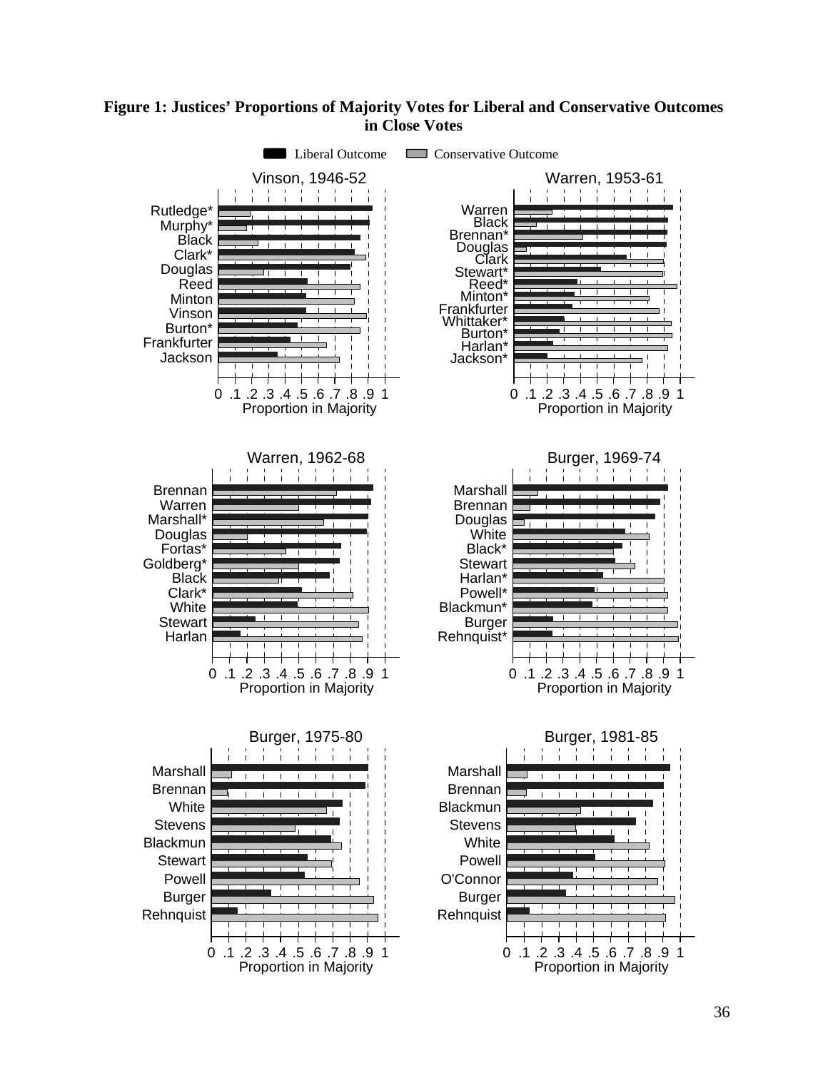**Figure 1: Justices' Proportions of Majority Votes for Liberal and Conservative Outcomes in Close Votes**

Liberal Outcome    Conservative Outcome

**Vinson, 1946-52**

Rutledge*, Murphy*, Black, Clark*, Douglas, Reed, Minton, Vinson, Burton*, Frankfurter, Jackson

0 .1 .2 .3 .4 .5 .6 .7 .8 .9 1
Proportion in Majority

**Warren, 1953-61**

Warren, Black, Brennan*, Douglas, Clark, Stewart*, Reed*, Minton*, Frankfurter, Whittaker*, Burton*, Harlan*, Jackson*

0 .1 .2 .3 .4 .5 .6 .7 .8 .9 1
Proportion in Majority

**Warren, 1962-68**

Brennan, Warren, Marshall*, Douglas, Fortas*, Goldberg*, Black, Clark*, White, Stewart, Harlan

0 .1 .2 .3 .4 .5 .6 .7 .8 .9 1
Proportion in Majority

**Burger, 1969-74**

Marshall, Brennan, Douglas, White, Black*, Stewart, Harlan*, Powell*, Blackmun*, Burger, Rehnquist*

0 .1 .2 .3 .4 .5 .6 .7 .8 .9 1
Proportion in Majority

**Burger, 1975-80**

Marshall, Brennan, White, Stevens, Blackmun, Stewart, Powell, Burger, Rehnquist

0 .1 .2 .3 .4 .5 .6 .7 .8 .9 1
Proportion in Majority

**Burger, 1981-85**

Marshall, Brennan, Blackmun, Stevens, White, Powell, O'Connor, Burger, Rehnquist

0 .1 .2 .3 .4 .5 .6 .7 .8 .9 1
Proportion in Majority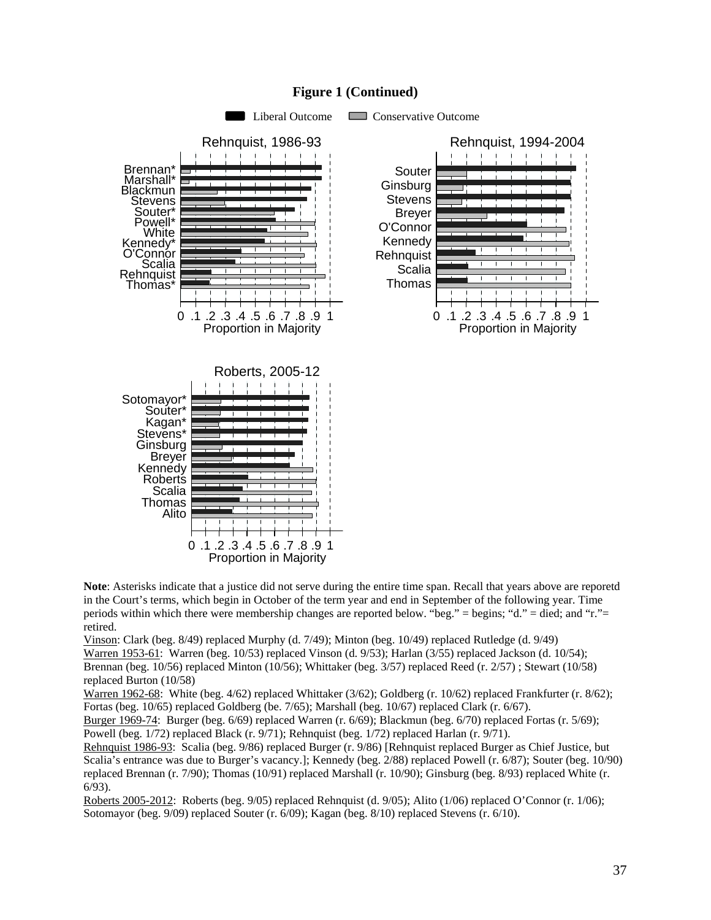**Figure 1 (Continued)**

**Note**: Asterisks indicate that a justice did not serve during the entire time span. Recall that years above are reporetd in the Court's terms, which begin in October of the term year and end in September of the following year. Time periods within which there were membership changes are reported below. "beg." = begins; "d." = died; and "r."= retired.

Vinson: Clark (beg. 8/49) replaced Murphy (d. 7/49); Minton (beg. 10/49) replaced Rutledge (d. 9/49)

Warren 1953-61: Warren (beg. 10/53) replaced Vinson (d. 9/53); Harlan (3/55) replaced Jackson (d. 10/54); Brennan (beg. 10/56) replaced Minton (10/56); Whittaker (beg. 3/57) replaced Reed (r. 2/57) ; Stewart (10/58) replaced Burton (10/58)

Warren 1962-68: White (beg. 4/62) replaced Whittaker (3/62); Goldberg (r. 10/62) replaced Frankfurter (r. 8/62); Fortas (beg. 10/65) replaced Goldberg (be. 7/65); Marshall (beg. 10/67) replaced Clark (r. 6/67).

Burger 1969-74: Burger (beg. 6/69) replaced Warren (r. 6/69); Blackmun (beg. 6/70) replaced Fortas (r. 5/69); Powell (beg. 1/72) replaced Black (r. 9/71); Rehnquist (beg. 1/72) replaced Harlan (r. 9/71).

Rehnquist 1986-93: Scalia (beg. 9/86) replaced Burger (r. 9/86) [Rehnquist replaced Burger as Chief Justice, but Scalia's entrance was due to Burger's vacancy.]; Kennedy (beg. 2/88) replaced Powell (r. 6/87); Souter (beg. 10/90) replaced Brennan (r. 7/90); Thomas (10/91) replaced Marshall (r. 10/90); Ginsburg (beg. 8/93) replaced White (r. 6/93).

Roberts 2005-2012: Roberts (beg. 9/05) replaced Rehnquist (d. 9/05); Alito (1/06) replaced O'Connor (r. 1/06); Sotomayor (beg. 9/09) replaced Souter (r. 6/09); Kagan (beg. 8/10) replaced Stevens (r. 6/10).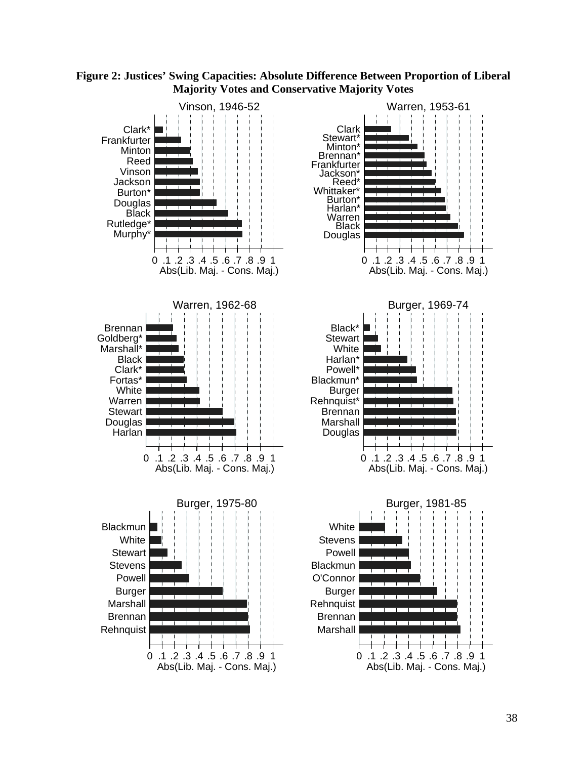**Figure 2: Justices' Swing Capacities: Absolute Difference Between Proportion of Liberal Majority Votes and Conservative Majority Votes**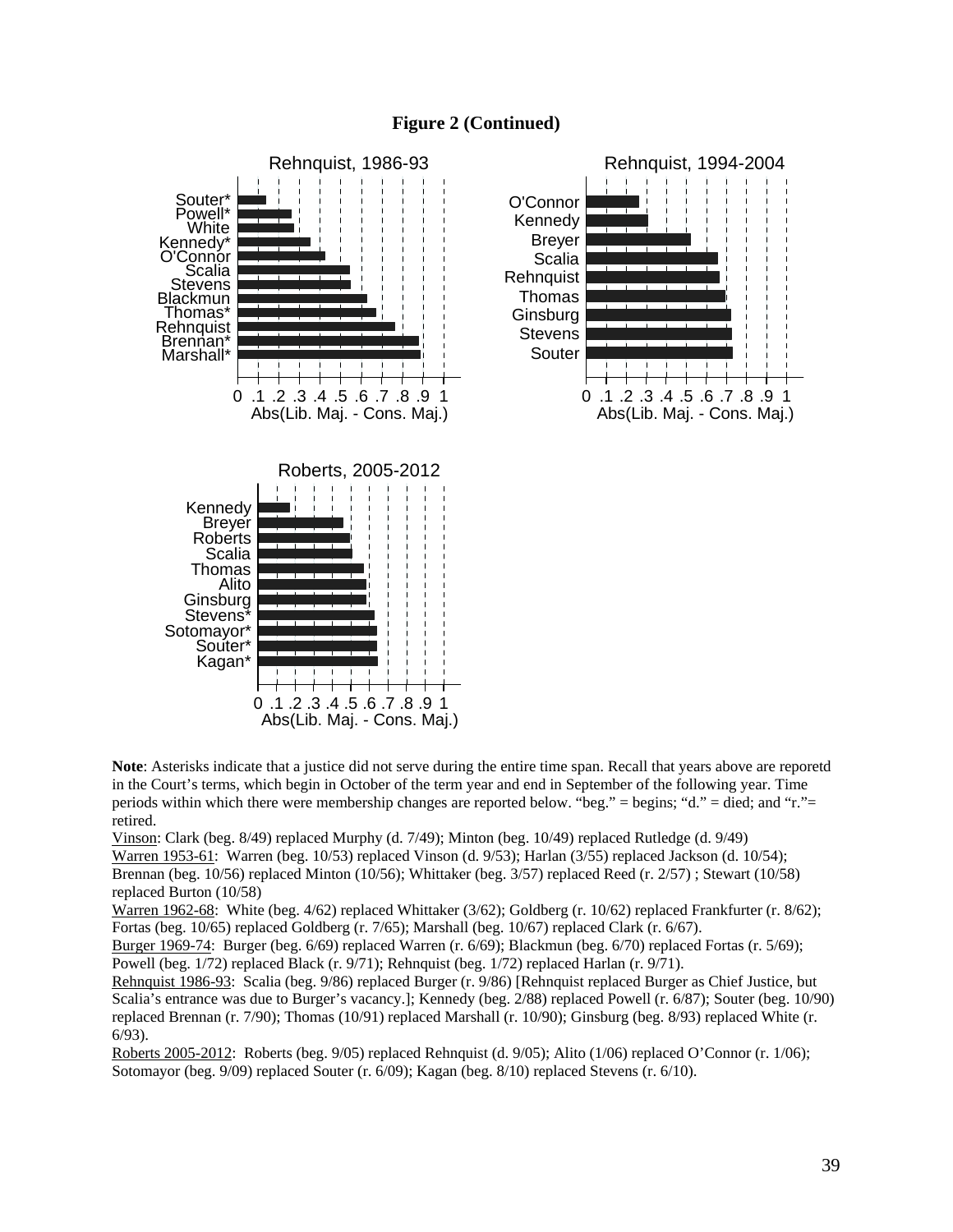**Figure 2 (Continued)**

Rehnquist, 1986-93

| Justice | Abs(Lib. Maj. - Cons. Maj.) |
|---|---|
| Souter* | |
| Powell* | |
| White | |
| Kennedy* | |
| O'Connor | |
| Scalia | |
| Stevens | |
| Blackmun | |
| Thomas* | |
| Rehnquist | |
| Brennan* | |
| Marshall* | |

Rehnquist, 1994-2004

| Justice | Abs(Lib. Maj. - Cons. Maj.) |
|---|---|
| O'Connor | |
| Kennedy | |
| Breyer | |
| Scalia | |
| Rehnquist | |
| Thomas | |
| Ginsburg | |
| Stevens | |
| Souter | |

Roberts, 2005-2012

| Justice | Abs(Lib. Maj. - Cons. Maj.) |
|---|---|
| Kennedy | |
| Breyer | |
| Roberts | |
| Scalia | |
| Thomas | |
| Alito | |
| Ginsburg | |
| Stevens* | |
| Sotomayor* | |
| Souter* | |
| Kagan* | |

**Note**: Asterisks indicate that a justice did not serve during the entire time span. Recall that years above are reporetd in the Court's terms, which begin in October of the term year and end in September of the following year. Time periods within which there were membership changes are reported below. "beg." = begins; "d." = died; and "r."= retired.

Vinson: Clark (beg. 8/49) replaced Murphy (d. 7/49); Minton (beg. 10/49) replaced Rutledge (d. 9/49)

Warren 1953-61: Warren (beg. 10/53) replaced Vinson (d. 9/53); Harlan (3/55) replaced Jackson (d. 10/54); Brennan (beg. 10/56) replaced Minton (10/56); Whittaker (beg. 3/57) replaced Reed (r. 2/57) ; Stewart (10/58) replaced Burton (10/58)

Warren 1962-68: White (beg. 4/62) replaced Whittaker (3/62); Goldberg (r. 10/62) replaced Frankfurter (r. 8/62); Fortas (beg. 10/65) replaced Goldberg (r. 7/65); Marshall (beg. 10/67) replaced Clark (r. 6/67).

Burger 1969-74: Burger (beg. 6/69) replaced Warren (r. 6/69); Blackmun (beg. 6/70) replaced Fortas (r. 5/69); Powell (beg. 1/72) replaced Black (r. 9/71); Rehnquist (beg. 1/72) replaced Harlan (r. 9/71).

Rehnquist 1986-93: Scalia (beg. 9/86) replaced Burger (r. 9/86) [Rehnquist replaced Burger as Chief Justice, but Scalia's entrance was due to Burger's vacancy.]; Kennedy (beg. 2/88) replaced Powell (r. 6/87); Souter (beg. 10/90) replaced Brennan (r. 7/90); Thomas (10/91) replaced Marshall (r. 10/90); Ginsburg (beg. 8/93) replaced White (r. 6/93).

Roberts 2005-2012: Roberts (beg. 9/05) replaced Rehnquist (d. 9/05); Alito (1/06) replaced O'Connor (r. 1/06); Sotomayor (beg. 9/09) replaced Souter (r. 6/09); Kagan (beg. 8/10) replaced Stevens (r. 6/10).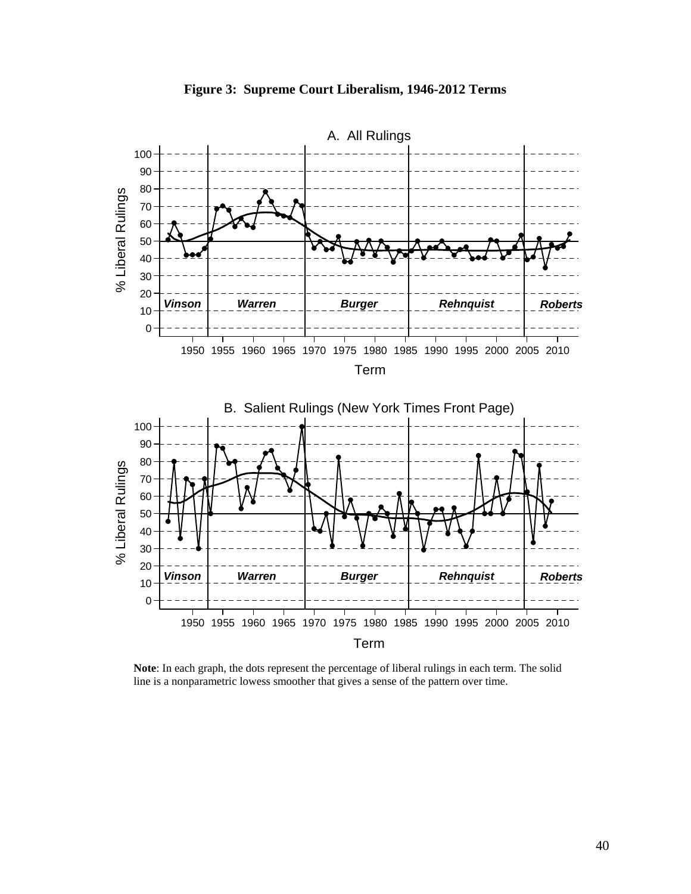**Figure 3: Supreme Court Liberalism, 1946-2012 Terms**

**Note**: In each graph, the dots represent the percentage of liberal rulings in each term. The solid line is a nonparametric lowess smoother that gives a sense of the pattern over time.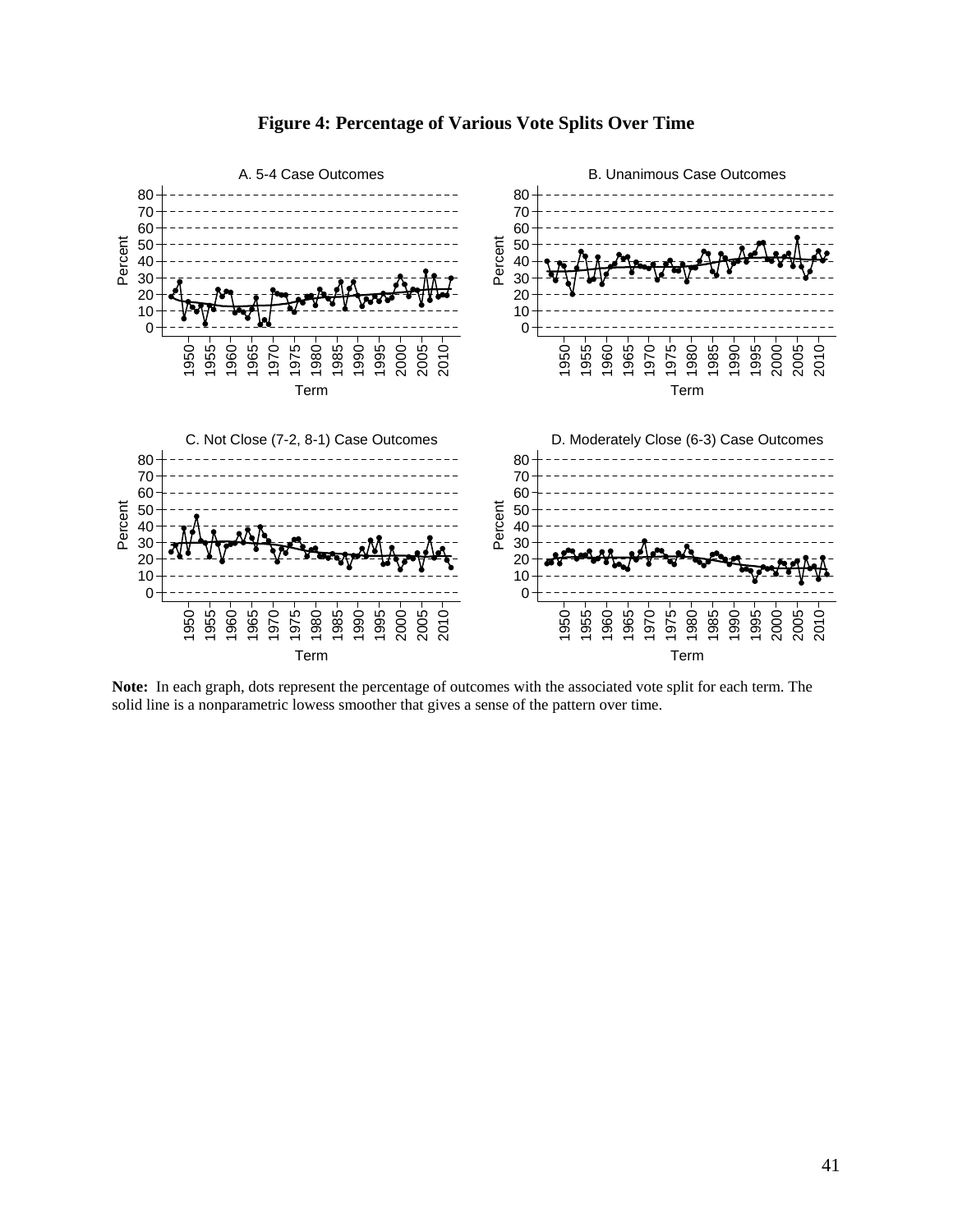**Figure 4: Percentage of Various Vote Splits Over Time**

A. 5-4 Case Outcomes

Percent

0 10 20 30 40 50 60 70 80

1950 1955 1960 1965 1970 1975 1980 1985 1990 1995 2000 2005 2010

Term

B. Unanimous Case Outcomes

Percent

0 10 20 30 40 50 60 70 80

1950 1955 1960 1965 1970 1975 1980 1985 1990 1995 2000 2005 2010

Term

C. Not Close (7-2, 8-1) Case Outcomes

Percent

0 10 20 30 40 50 60 70 80

1950 1955 1960 1965 1970 1975 1980 1985 1990 1995 2000 2005 2010

Term

D. Moderately Close (6-3) Case Outcomes

Percent

0 10 20 30 40 50 60 70 80

1950 1955 1960 1965 1970 1975 1980 1985 1990 1995 2000 2005 2010

Term

**Note:** In each graph, dots represent the percentage of outcomes with the associated vote split for each term. The solid line is a nonparametric lowess smoother that gives a sense of the pattern over time.